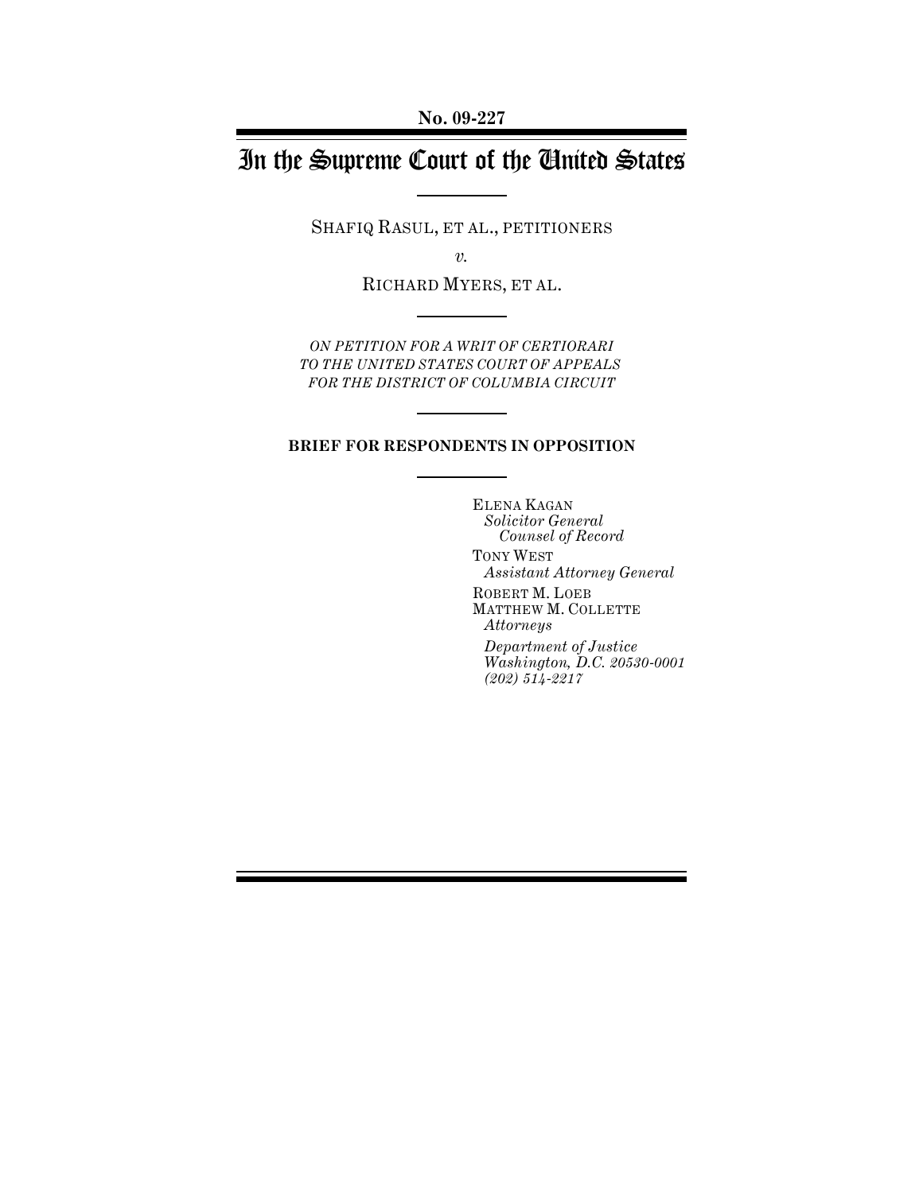**No. 09-227**

# In the Supreme Court of the United States

SHAFIQ RASUL, ET AL., PETITIONERS

*v.*

RICHARD MYERS, ET AL.

*ON PETITION FOR A WRIT OF CERTIORARI TO THE UNITED STATES COURT OF APPEALS FOR THE DISTRICT OF COLUMBIA CIRCUIT*

**BRIEF FOR RESPONDENTS IN OPPOSITION**

ELENA KAGAN
*Solicitor General*
*Counsel of Record*

TONY WEST
*Assistant Attorney General*

ROBERT M. LOEB
MATTHEW M. COLLETTE
*Attorneys*

*Department of Justice*
*Washington, D.C. 20530-0001*
*(202) 514-2217*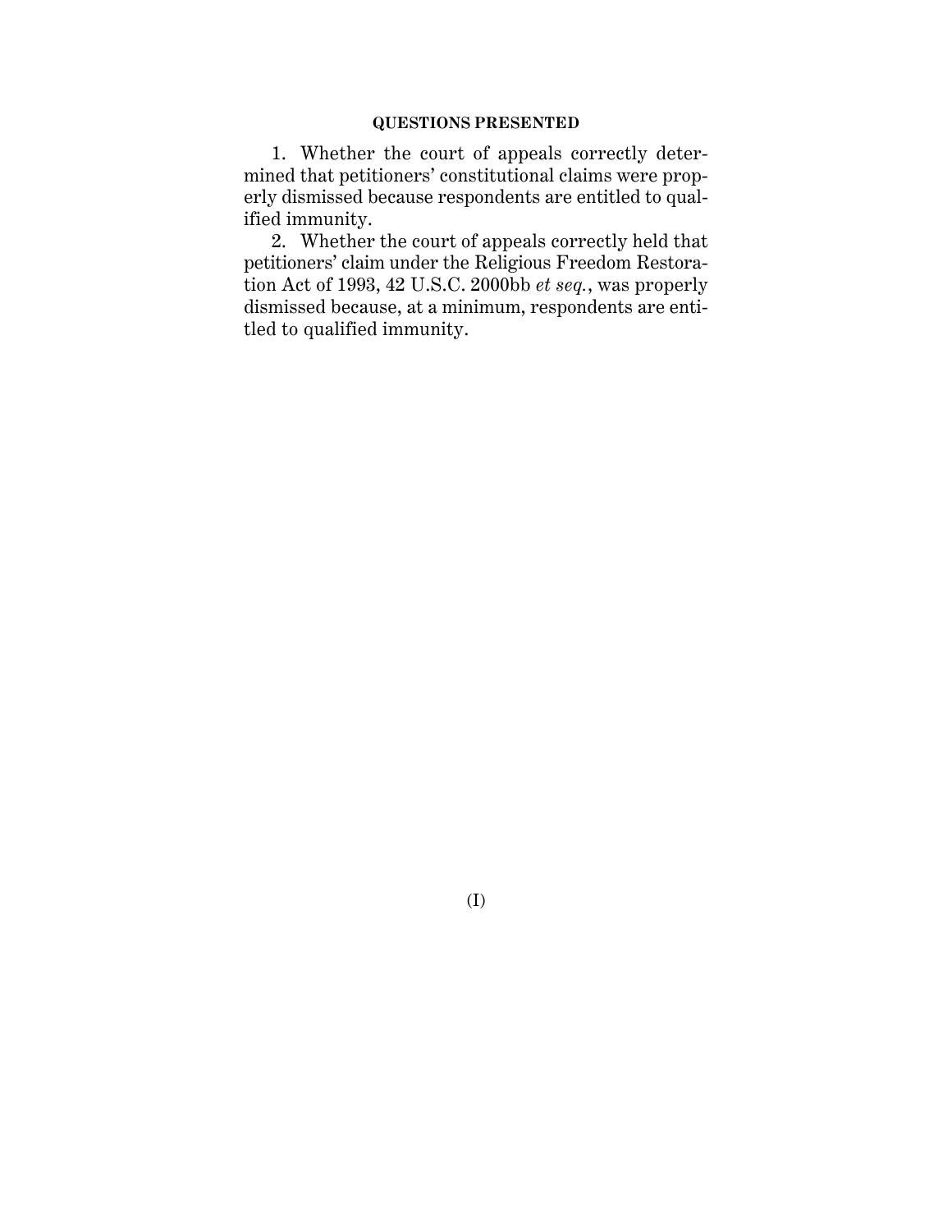## QUESTIONS PRESENTED

1. Whether the court of appeals correctly determined that petitioners' constitutional claims were properly dismissed because respondents are entitled to qualified immunity.

2. Whether the court of appeals correctly held that petitioners' claim under the Religious Freedom Restoration Act of 1993, 42 U.S.C. 2000bb *et seq.*, was properly dismissed because, at a minimum, respondents are entitled to qualified immunity.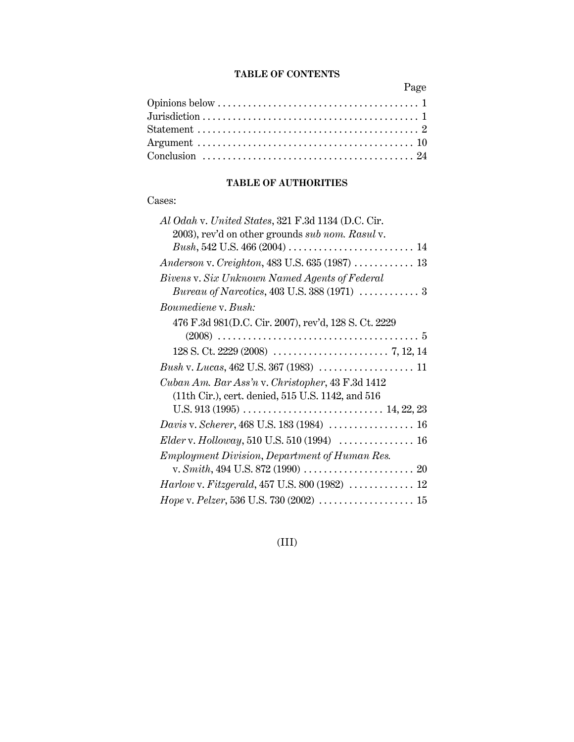## TABLE OF CONTENTS

| | Page |
|---|---|
| Opinions below | 1 |
| Jurisdiction | 1 |
| Statement | 2 |
| Argument | 10 |
| Conclusion | 24 |

## TABLE OF AUTHORITIES

Cases:

| | |
|---|---|
| *Al Odah* v. *United States*, 321 F.3d 1134 (D.C. Cir. 2003), rev'd on other grounds *sub nom. Rasul* v. *Bush*, 542 U.S. 466 (2004) | 14 |
| *Anderson* v. *Creighton*, 483 U.S. 635 (1987) | 13 |
| *Bivens* v. *Six Unknown Named Agents of Federal Bureau of Narcotics*, 403 U.S. 388 (1971) | 3 |
| *Boumediene* v. *Bush:* | |
| 476 F.3d 981(D.C. Cir. 2007), rev'd, 128 S. Ct. 2229 (2008) | 5 |
| 128 S. Ct. 2229 (2008) | 7, 12, 14 |
| *Bush* v. *Lucas*, 462 U.S. 367 (1983) | 11 |
| *Cuban Am. Bar Ass'n* v. *Christopher*, 43 F.3d 1412 (11th Cir.), cert. denied, 515 U.S. 1142, and 516 U.S. 913 (1995) | 14, 22, 23 |
| *Davis* v. *Scherer*, 468 U.S. 183 (1984) | 16 |
| *Elder* v. *Holloway*, 510 U.S. 510 (1994) | 16 |
| *Employment Division*, *Department of Human Res.* v. *Smith*, 494 U.S. 872 (1990) | 20 |
| *Harlow* v. *Fitzgerald*, 457 U.S. 800 (1982) | 12 |
| *Hope* v. *Pelzer*, 536 U.S. 730 (2002) | 15 |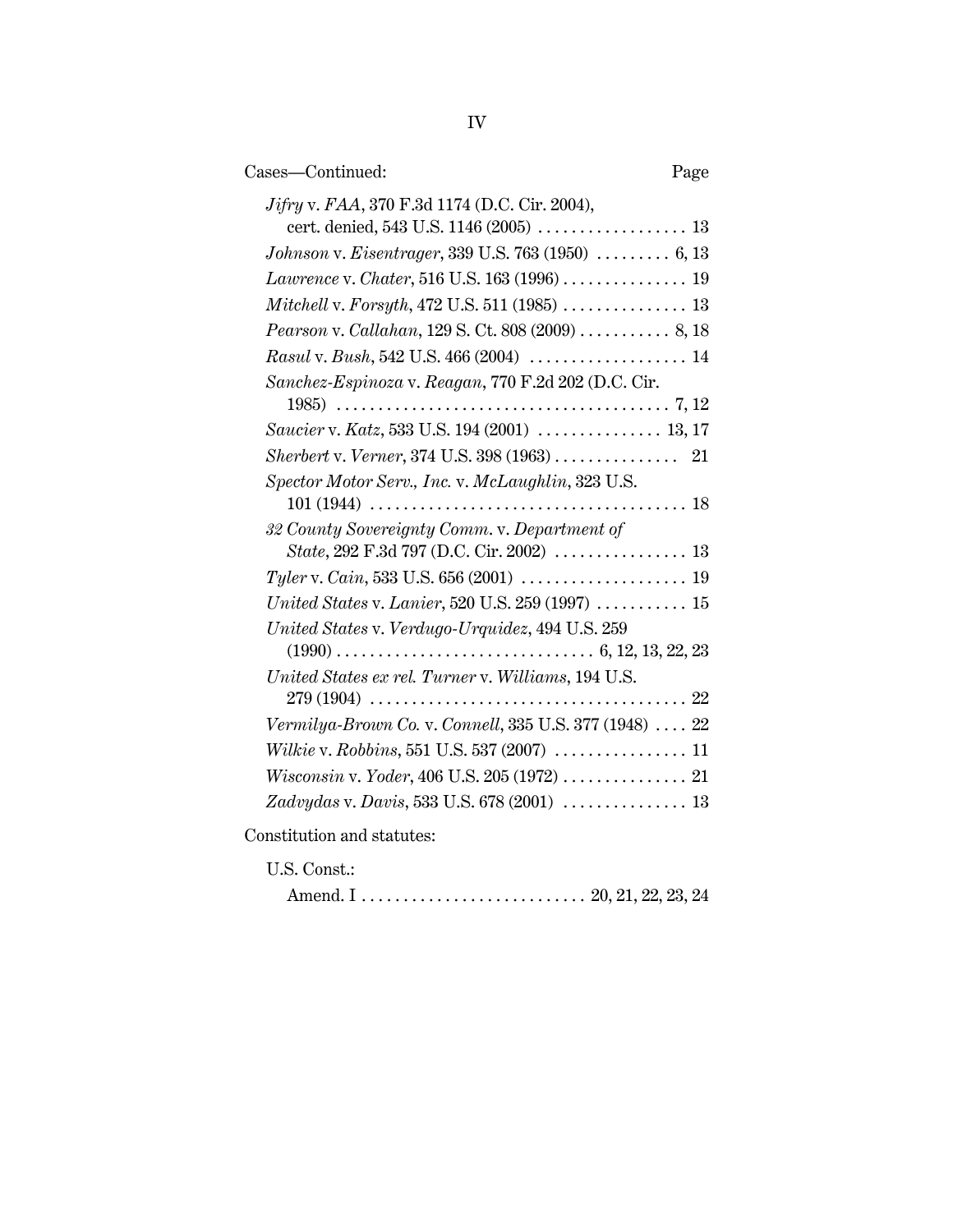Cases—Continued: Page

*Jifry* v. *FAA*, 370 F.3d 1174 (D.C. Cir. 2004), cert. denied, 543 U.S. 1146 (2005) . . . . . . . . . . . . . . . . . . 13

*Johnson* v. *Eisentrager*, 339 U.S. 763 (1950) . . . . . . . . . 6, 13

*Lawrence* v. *Chater*, 516 U.S. 163 (1996) . . . . . . . . . . . . . . . 19

*Mitchell* v. *Forsyth*, 472 U.S. 511 (1985) . . . . . . . . . . . . . . . 13

*Pearson* v. *Callahan*, 129 S. Ct. 808 (2009) . . . . . . . . . . . 8, 18

*Rasul* v. *Bush*, 542 U.S. 466 (2004) . . . . . . . . . . . . . . . . . . . 14

*Sanchez-Espinoza* v. *Reagan*, 770 F.2d 202 (D.C. Cir. 1985) . . . . . . . . . . . . . . . . . . . . . . . . . . . . . . . . . . . . . . . . 7, 12

*Saucier* v. *Katz*, 533 U.S. 194 (2001) . . . . . . . . . . . . . . . 13, 17

*Sherbert* v. *Verner*, 374 U.S. 398 (1963) . . . . . . . . . . . . . . . 21

*Spector Motor Serv., Inc.* v. *McLaughlin*, 323 U.S. 101 (1944) . . . . . . . . . . . . . . . . . . . . . . . . . . . . . . . . . . . . . . 18

*32 County Sovereignty Comm.* v. *Department of State*, 292 F.3d 797 (D.C. Cir. 2002) . . . . . . . . . . . . . . . . 13

*Tyler* v. *Cain*, 533 U.S. 656 (2001) . . . . . . . . . . . . . . . . . . . . 19

*United States* v. *Lanier*, 520 U.S. 259 (1997) . . . . . . . . . . . 15

*United States* v. *Verdugo-Urquidez*, 494 U.S. 259 (1990) . . . . . . . . . . . . . . . . . . . . . . . . . . . . . . . 6, 12, 13, 22, 23

*United States ex rel. Turner* v. *Williams*, 194 U.S. 279 (1904) . . . . . . . . . . . . . . . . . . . . . . . . . . . . . . . . . . . . . . 22

*Vermilya-Brown Co.* v. *Connell*, 335 U.S. 377 (1948) . . . . 22

*Wilkie* v. *Robbins*, 551 U.S. 537 (2007) . . . . . . . . . . . . . . . . 11

*Wisconsin* v. *Yoder*, 406 U.S. 205 (1972) . . . . . . . . . . . . . . . 21

*Zadvydas* v. *Davis*, 533 U.S. 678 (2001) . . . . . . . . . . . . . . . 13

Constitution and statutes:

U.S. Const.:

Amend. I . . . . . . . . . . . . . . . . . . . . . . . . . . . 20, 21, 22, 23, 24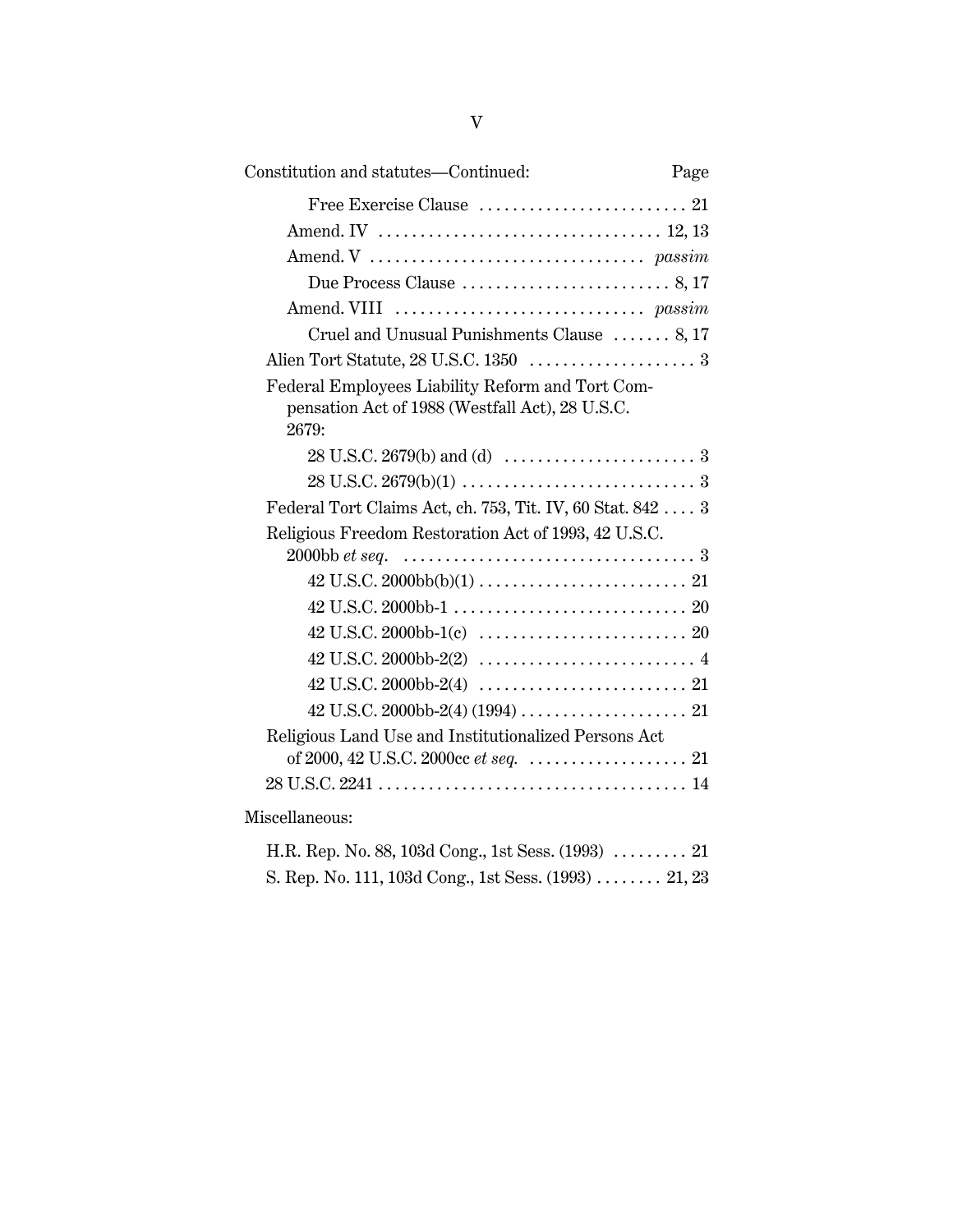Constitution and statutes—Continued: Page

Free Exercise Clause . . . . . . . . . . . . . . . . . . . . . . . . . 21

Amend. IV . . . . . . . . . . . . . . . . . . . . . . . . . . . . . . . . . . 12, 13

Amend. V . . . . . . . . . . . . . . . . . . . . . . . . . . . . . . . . . *passim*

Due Process Clause . . . . . . . . . . . . . . . . . . . . . . . . . 8, 17

Amend. VIII . . . . . . . . . . . . . . . . . . . . . . . . . . . . . . *passim*

Cruel and Unusual Punishments Clause . . . . . . . 8, 17

Alien Tort Statute, 28 U.S.C. 1350 . . . . . . . . . . . . . . . . . . . . 3

Federal Employees Liability Reform and Tort Compensation Act of 1988 (Westfall Act), 28 U.S.C. 2679:

28 U.S.C. 2679(b) and (d) . . . . . . . . . . . . . . . . . . . . . . . 3

28 U.S.C. 2679(b)(1) . . . . . . . . . . . . . . . . . . . . . . . . . . . . 3

Federal Tort Claims Act, ch. 753, Tit. IV, 60 Stat. 842 . . . . 3

Religious Freedom Restoration Act of 1993, 42 U.S.C. 2000bb *et seq*. . . . . . . . . . . . . . . . . . . . . . . . . . . . . . . . . . . . 3

42 U.S.C. 2000bb(b)(1) . . . . . . . . . . . . . . . . . . . . . . . . . 21

42 U.S.C. 2000bb-1 . . . . . . . . . . . . . . . . . . . . . . . . . . . . 20

42 U.S.C. 2000bb-1(c) . . . . . . . . . . . . . . . . . . . . . . . . . 20

42 U.S.C. 2000bb-2(2) . . . . . . . . . . . . . . . . . . . . . . . . . . 4

42 U.S.C. 2000bb-2(4) . . . . . . . . . . . . . . . . . . . . . . . . . 21

42 U.S.C. 2000bb-2(4) (1994) . . . . . . . . . . . . . . . . . . . . 21

Religious Land Use and Institutionalized Persons Act of 2000, 42 U.S.C. 2000cc *et seq.* . . . . . . . . . . . . . . . . . . . 21

28 U.S.C. 2241 . . . . . . . . . . . . . . . . . . . . . . . . . . . . . . . . . . . . . 14

Miscellaneous:

H.R. Rep. No. 88, 103d Cong., 1st Sess. (1993) . . . . . . . . . 21

S. Rep. No. 111, 103d Cong., 1st Sess. (1993) . . . . . . . . 21, 23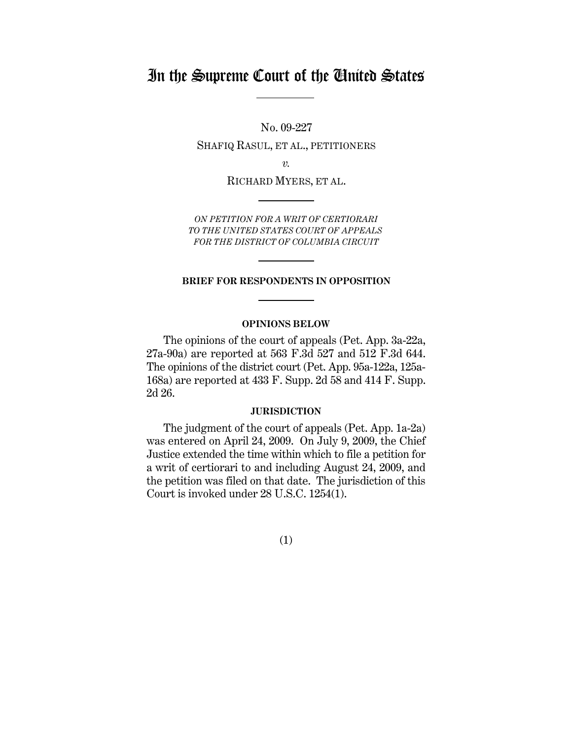# In the Supreme Court of the United States

No. 09-227

SHAFIQ RASUL, ET AL., PETITIONERS

*v.*

RICHARD MYERS, ET AL.

*ON PETITION FOR A WRIT OF CERTIORARI TO THE UNITED STATES COURT OF APPEALS FOR THE DISTRICT OF COLUMBIA CIRCUIT*

**BRIEF FOR RESPONDENTS IN OPPOSITION**

**OPINIONS BELOW**

The opinions of the court of appeals (Pet. App. 3a-22a, 27a-90a) are reported at 563 F.3d 527 and 512 F.3d 644. The opinions of the district court (Pet. App. 95a-122a, 125a-168a) are reported at 433 F. Supp. 2d 58 and 414 F. Supp. 2d 26.

**JURISDICTION**

The judgment of the court of appeals (Pet. App. 1a-2a) was entered on April 24, 2009. On July 9, 2009, the Chief Justice extended the time within which to file a petition for a writ of certiorari to and including August 24, 2009, and the petition was filed on that date. The jurisdiction of this Court is invoked under 28 U.S.C. 1254(1).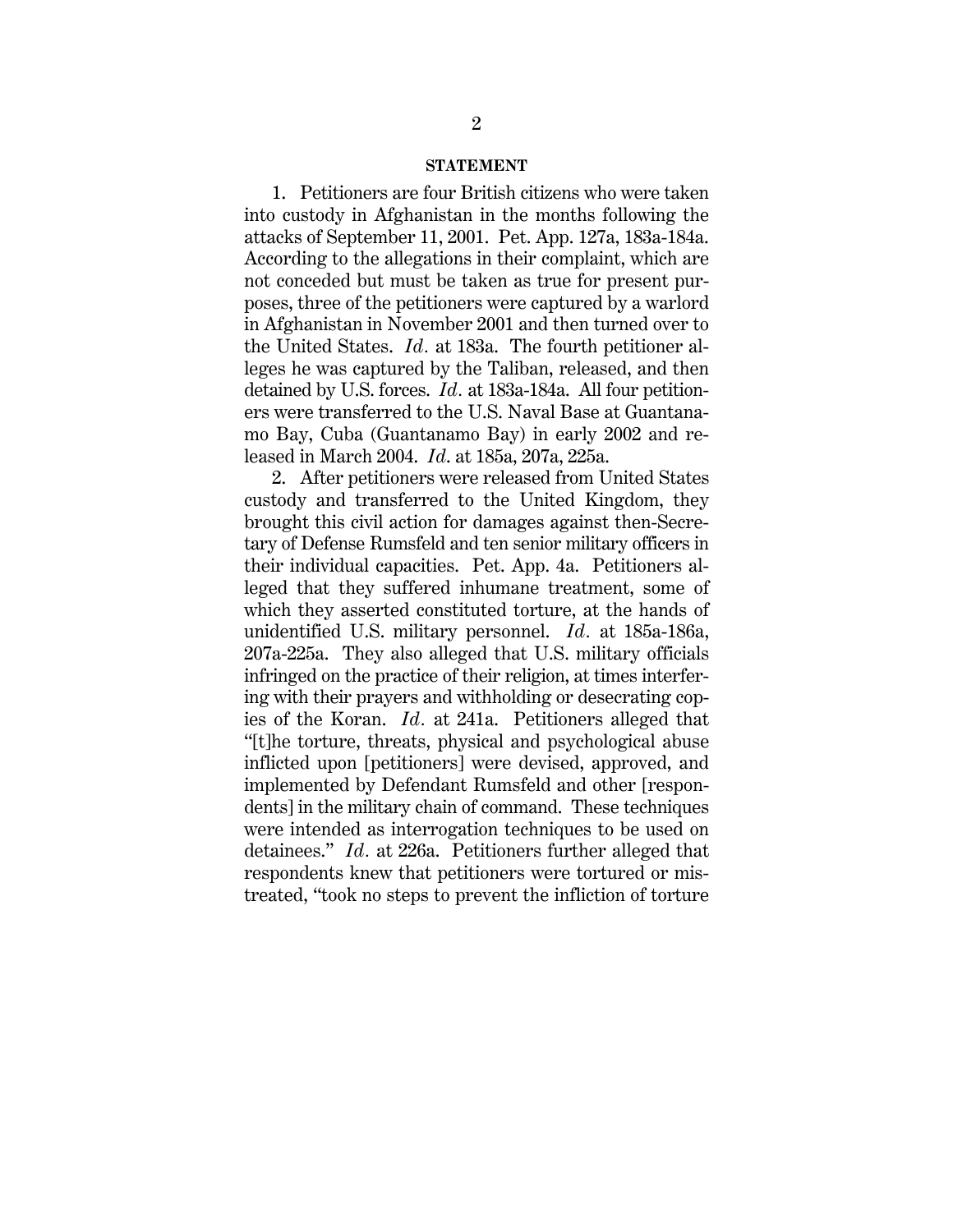## STATEMENT

1. Petitioners are four British citizens who were taken into custody in Afghanistan in the months following the attacks of September 11, 2001. Pet. App. 127a, 183a-184a. According to the allegations in their complaint, which are not conceded but must be taken as true for present purposes, three of the petitioners were captured by a warlord in Afghanistan in November 2001 and then turned over to the United States. *Id.* at 183a. The fourth petitioner alleges he was captured by the Taliban, released, and then detained by U.S. forces. *Id.* at 183a-184a. All four petitioners were transferred to the U.S. Naval Base at Guantanamo Bay, Cuba (Guantanamo Bay) in early 2002 and released in March 2004. *Id.* at 185a, 207a, 225a.

2. After petitioners were released from United States custody and transferred to the United Kingdom, they brought this civil action for damages against then-Secretary of Defense Rumsfeld and ten senior military officers in their individual capacities. Pet. App. 4a. Petitioners alleged that they suffered inhumane treatment, some of which they asserted constituted torture, at the hands of unidentified U.S. military personnel. *Id.* at 185a-186a, 207a-225a. They also alleged that U.S. military officials infringed on the practice of their religion, at times interfering with their prayers and withholding or desecrating copies of the Koran. *Id.* at 241a. Petitioners alleged that "[t]he torture, threats, physical and psychological abuse inflicted upon [petitioners] were devised, approved, and implemented by Defendant Rumsfeld and other [respondents] in the military chain of command. These techniques were intended as interrogation techniques to be used on detainees." *Id.* at 226a. Petitioners further alleged that respondents knew that petitioners were tortured or mistreated, "took no steps to prevent the infliction of torture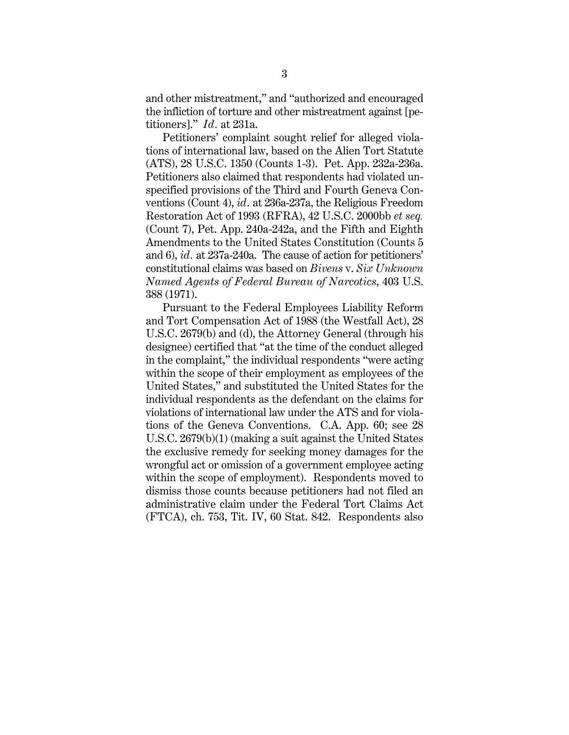and other mistreatment," and "authorized and encouraged the infliction of torture and other mistreatment against [petitioners]." *Id.* at 231a.

Petitioners' complaint sought relief for alleged violations of international law, based on the Alien Tort Statute (ATS), 28 U.S.C. 1350 (Counts 1-3). Pet. App. 232a-236a. Petitioners also claimed that respondents had violated unspecified provisions of the Third and Fourth Geneva Conventions (Count 4), *id.* at 236a-237a, the Religious Freedom Restoration Act of 1993 (RFRA), 42 U.S.C. 2000bb *et seq.* (Count 7), Pet. App. 240a-242a, and the Fifth and Eighth Amendments to the United States Constitution (Counts 5 and 6), *id.* at 237a-240a. The cause of action for petitioners' constitutional claims was based on *Bivens* v. *Six Unknown Named Agents of Federal Bureau of Narcotics*, 403 U.S. 388 (1971).

Pursuant to the Federal Employees Liability Reform and Tort Compensation Act of 1988 (the Westfall Act), 28 U.S.C. 2679(b) and (d), the Attorney General (through his designee) certified that "at the time of the conduct alleged in the complaint," the individual respondents "were acting within the scope of their employment as employees of the United States," and substituted the United States for the individual respondents as the defendant on the claims for violations of international law under the ATS and for violations of the Geneva Conventions. C.A. App. 60; see 28 U.S.C. 2679(b)(1) (making a suit against the United States the exclusive remedy for seeking money damages for the wrongful act or omission of a government employee acting within the scope of employment). Respondents moved to dismiss those counts because petitioners had not filed an administrative claim under the Federal Tort Claims Act (FTCA), ch. 753, Tit. IV, 60 Stat. 842. Respondents also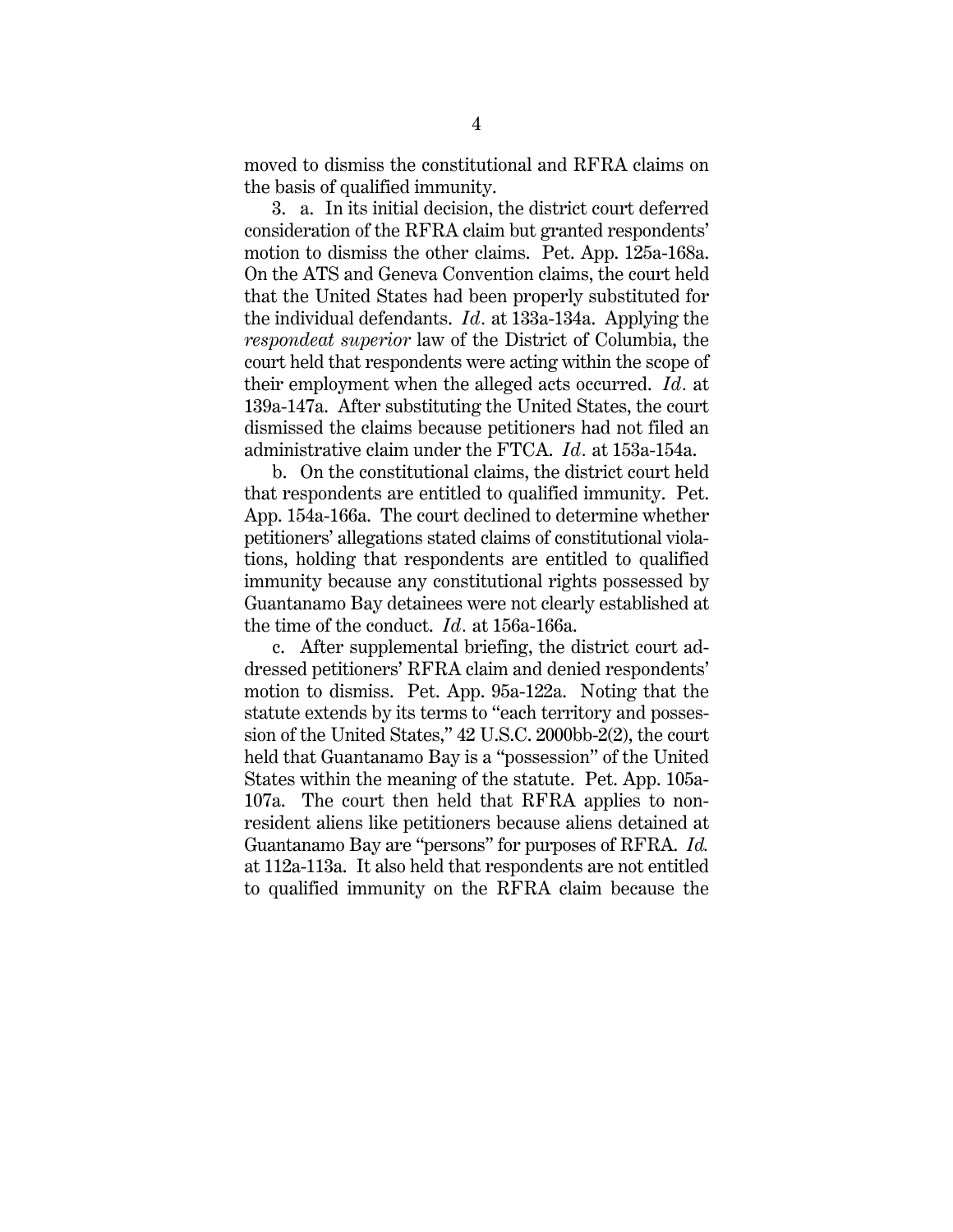moved to dismiss the constitutional and RFRA claims on the basis of qualified immunity.

3. a. In its initial decision, the district court deferred consideration of the RFRA claim but granted respondents' motion to dismiss the other claims. Pet. App. 125a-168a. On the ATS and Geneva Convention claims, the court held that the United States had been properly substituted for the individual defendants. *Id.* at 133a-134a. Applying the *respondeat superior* law of the District of Columbia, the court held that respondents were acting within the scope of their employment when the alleged acts occurred. *Id.* at 139a-147a. After substituting the United States, the court dismissed the claims because petitioners had not filed an administrative claim under the FTCA. *Id.* at 153a-154a.

b. On the constitutional claims, the district court held that respondents are entitled to qualified immunity. Pet. App. 154a-166a. The court declined to determine whether petitioners' allegations stated claims of constitutional violations, holding that respondents are entitled to qualified immunity because any constitutional rights possessed by Guantanamo Bay detainees were not clearly established at the time of the conduct. *Id.* at 156a-166a.

c. After supplemental briefing, the district court addressed petitioners' RFRA claim and denied respondents' motion to dismiss. Pet. App. 95a-122a. Noting that the statute extends by its terms to "each territory and possession of the United States," 42 U.S.C. 2000bb-2(2), the court held that Guantanamo Bay is a "possession" of the United States within the meaning of the statute. Pet. App. 105a-107a. The court then held that RFRA applies to nonresident aliens like petitioners because aliens detained at Guantanamo Bay are "persons" for purposes of RFRA. *Id.* at 112a-113a. It also held that respondents are not entitled to qualified immunity on the RFRA claim because the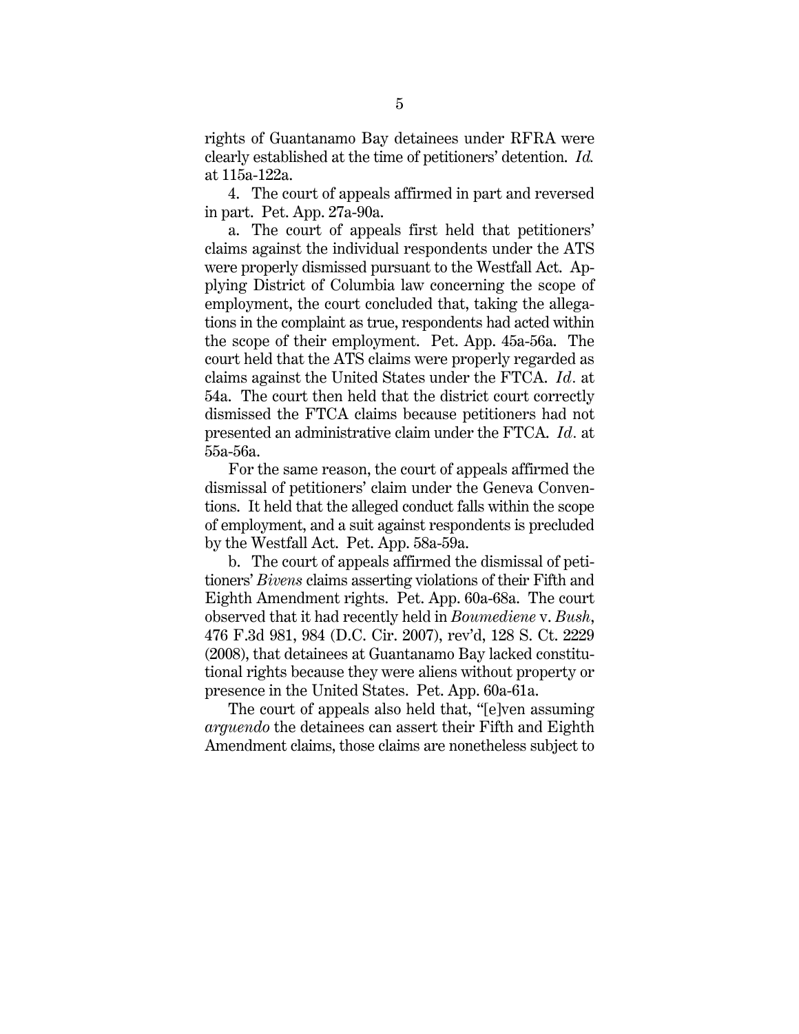rights of Guantanamo Bay detainees under RFRA were clearly established at the time of petitioners' detention. *Id.* at 115a-122a.

4. The court of appeals affirmed in part and reversed in part. Pet. App. 27a-90a.

a. The court of appeals first held that petitioners' claims against the individual respondents under the ATS were properly dismissed pursuant to the Westfall Act. Applying District of Columbia law concerning the scope of employment, the court concluded that, taking the allegations in the complaint as true, respondents had acted within the scope of their employment. Pet. App. 45a-56a. The court held that the ATS claims were properly regarded as claims against the United States under the FTCA. *Id.* at 54a. The court then held that the district court correctly dismissed the FTCA claims because petitioners had not presented an administrative claim under the FTCA. *Id.* at 55a-56a.

For the same reason, the court of appeals affirmed the dismissal of petitioners' claim under the Geneva Conventions. It held that the alleged conduct falls within the scope of employment, and a suit against respondents is precluded by the Westfall Act. Pet. App. 58a-59a.

b. The court of appeals affirmed the dismissal of petitioners' *Bivens* claims asserting violations of their Fifth and Eighth Amendment rights. Pet. App. 60a-68a. The court observed that it had recently held in *Boumediene* v. *Bush*, 476 F.3d 981, 984 (D.C. Cir. 2007), rev'd, 128 S. Ct. 2229 (2008), that detainees at Guantanamo Bay lacked constitutional rights because they were aliens without property or presence in the United States. Pet. App. 60a-61a.

The court of appeals also held that, "[e]ven assuming *arguendo* the detainees can assert their Fifth and Eighth Amendment claims, those claims are nonetheless subject to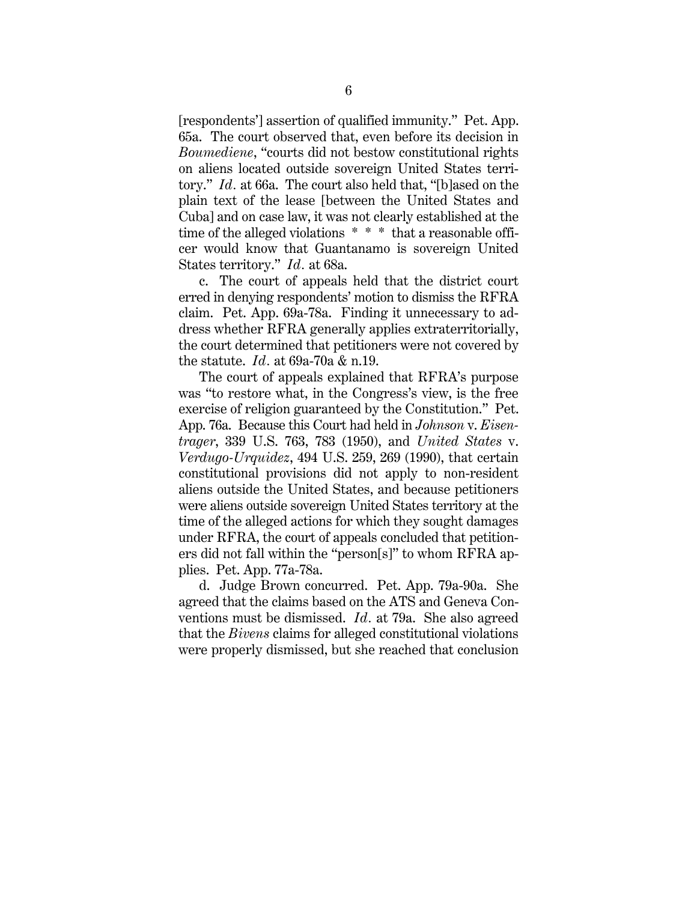[respondents'] assertion of qualified immunity." Pet. App. 65a. The court observed that, even before its decision in *Boumediene*, "courts did not bestow constitutional rights on aliens located outside sovereign United States territory." *Id.* at 66a. The court also held that, "[b]ased on the plain text of the lease [between the United States and Cuba] and on case law, it was not clearly established at the time of the alleged violations * * * that a reasonable officer would know that Guantanamo is sovereign United States territory." *Id.* at 68a.

c. The court of appeals held that the district court erred in denying respondents' motion to dismiss the RFRA claim. Pet. App. 69a-78a. Finding it unnecessary to address whether RFRA generally applies extraterritorially, the court determined that petitioners were not covered by the statute. *Id.* at 69a-70a & n.19.

The court of appeals explained that RFRA's purpose was "to restore what, in the Congress's view, is the free exercise of religion guaranteed by the Constitution." Pet. App. 76a. Because this Court had held in *Johnson* v. *Eisentrager*, 339 U.S. 763, 783 (1950), and *United States* v. *Verdugo-Urquidez*, 494 U.S. 259, 269 (1990), that certain constitutional provisions did not apply to non-resident aliens outside the United States, and because petitioners were aliens outside sovereign United States territory at the time of the alleged actions for which they sought damages under RFRA, the court of appeals concluded that petitioners did not fall within the "person[s]" to whom RFRA applies. Pet. App. 77a-78a.

d. Judge Brown concurred. Pet. App. 79a-90a. She agreed that the claims based on the ATS and Geneva Conventions must be dismissed. *Id.* at 79a. She also agreed that the *Bivens* claims for alleged constitutional violations were properly dismissed, but she reached that conclusion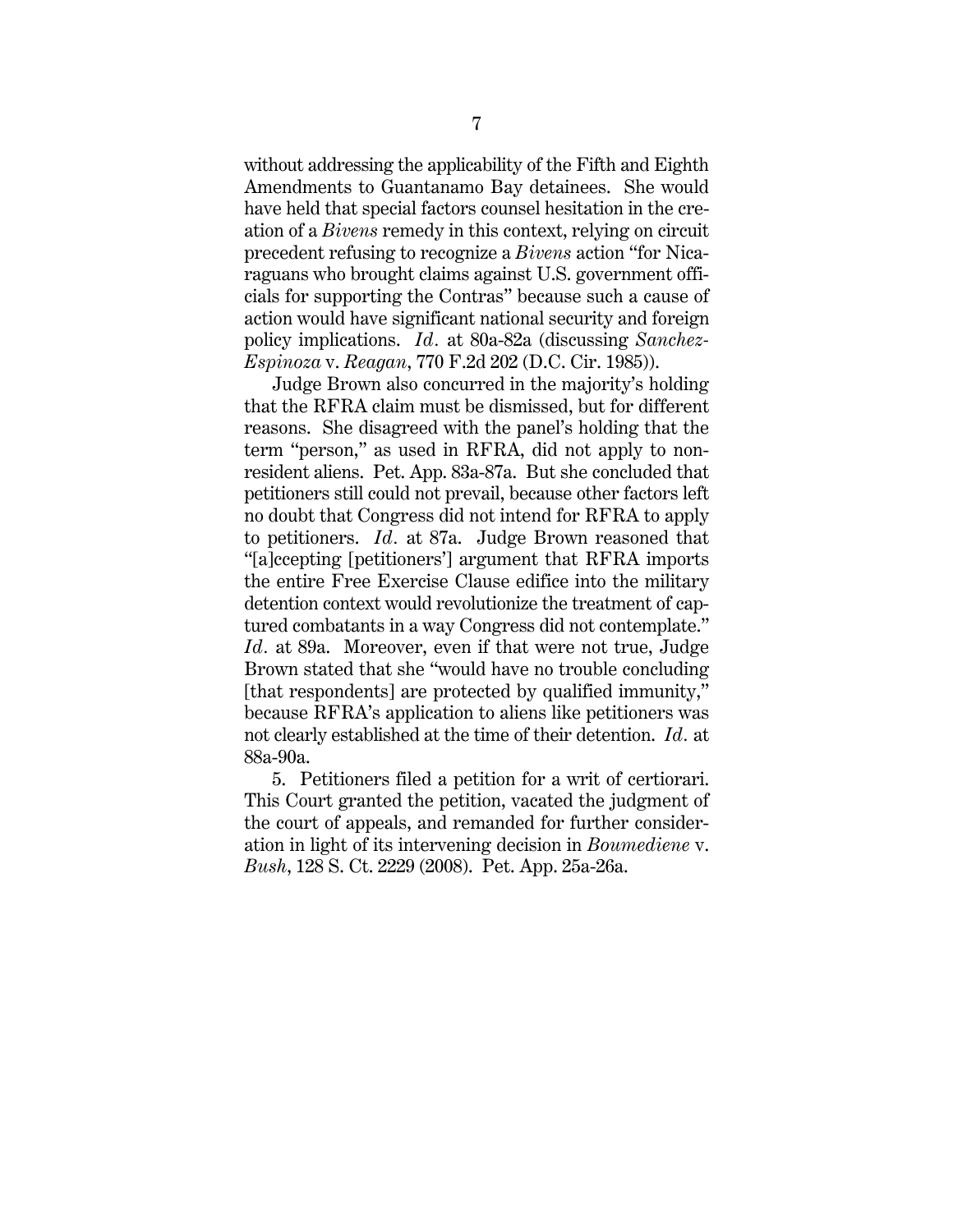without addressing the applicability of the Fifth and Eighth Amendments to Guantanamo Bay detainees. She would have held that special factors counsel hesitation in the creation of a *Bivens* remedy in this context, relying on circuit precedent refusing to recognize a *Bivens* action "for Nicaraguans who brought claims against U.S. government officials for supporting the Contras" because such a cause of action would have significant national security and foreign policy implications. *Id.* at 80a-82a (discussing *Sanchez-Espinoza* v. *Reagan*, 770 F.2d 202 (D.C. Cir. 1985)).

Judge Brown also concurred in the majority's holding that the RFRA claim must be dismissed, but for different reasons. She disagreed with the panel's holding that the term "person," as used in RFRA, did not apply to nonresident aliens. Pet. App. 83a-87a. But she concluded that petitioners still could not prevail, because other factors left no doubt that Congress did not intend for RFRA to apply to petitioners. *Id.* at 87a. Judge Brown reasoned that "[a]ccepting [petitioners'] argument that RFRA imports the entire Free Exercise Clause edifice into the military detention context would revolutionize the treatment of captured combatants in a way Congress did not contemplate." *Id.* at 89a. Moreover, even if that were not true, Judge Brown stated that she "would have no trouble concluding [that respondents] are protected by qualified immunity," because RFRA's application to aliens like petitioners was not clearly established at the time of their detention. *Id.* at 88a-90a.

5. Petitioners filed a petition for a writ of certiorari. This Court granted the petition, vacated the judgment of the court of appeals, and remanded for further consideration in light of its intervening decision in *Boumediene* v. *Bush*, 128 S. Ct. 2229 (2008). Pet. App. 25a-26a.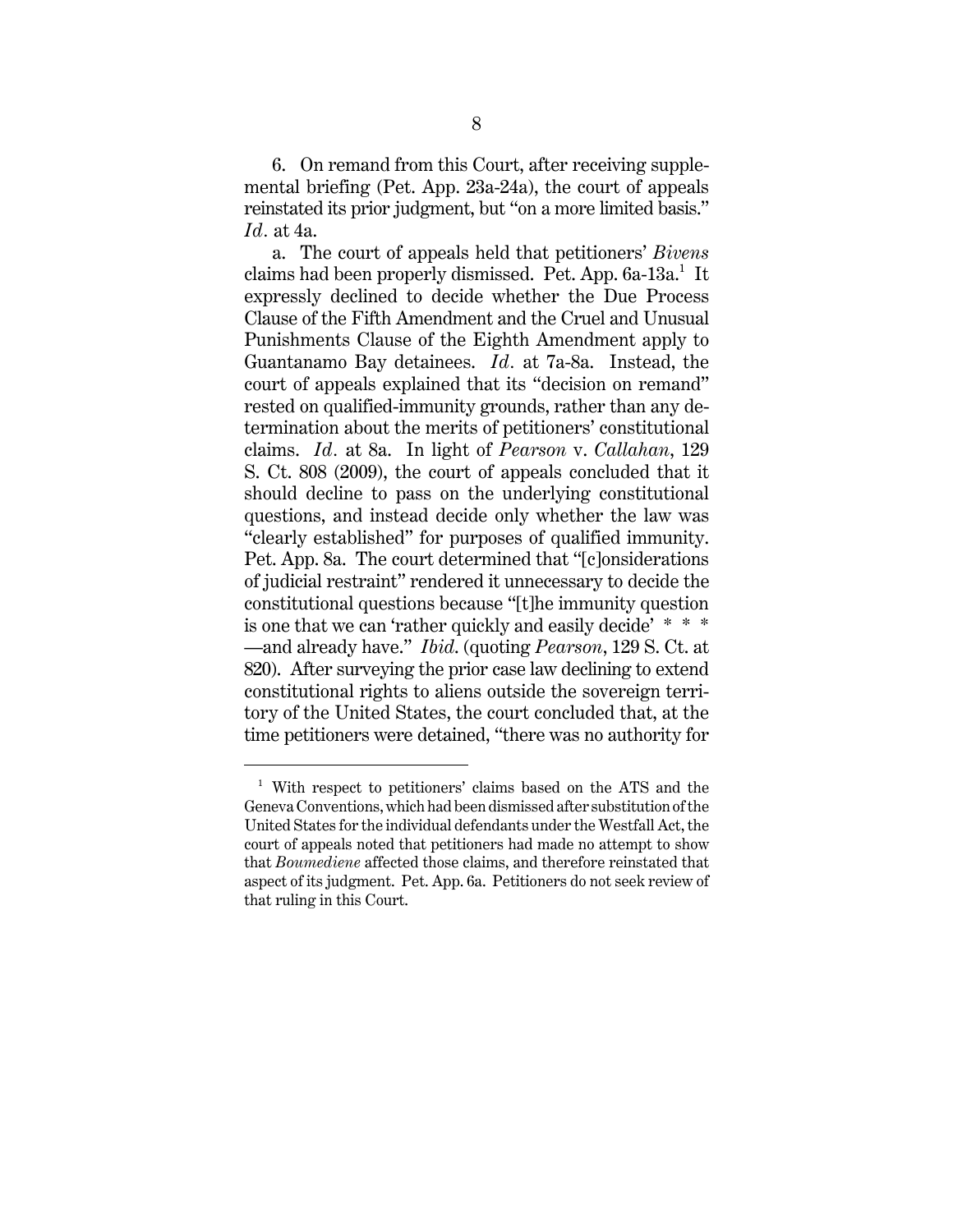6. On remand from this Court, after receiving supplemental briefing (Pet. App. 23a-24a), the court of appeals reinstated its prior judgment, but "on a more limited basis." *Id.* at 4a.

a. The court of appeals held that petitioners' *Bivens* claims had been properly dismissed. Pet. App. 6a-13a.[1] It expressly declined to decide whether the Due Process Clause of the Fifth Amendment and the Cruel and Unusual Punishments Clause of the Eighth Amendment apply to Guantanamo Bay detainees. *Id.* at 7a-8a. Instead, the court of appeals explained that its "decision on remand" rested on qualified-immunity grounds, rather than any determination about the merits of petitioners' constitutional claims. *Id.* at 8a. In light of *Pearson* v. *Callahan*, 129 S. Ct. 808 (2009), the court of appeals concluded that it should decline to pass on the underlying constitutional questions, and instead decide only whether the law was "clearly established" for purposes of qualified immunity. Pet. App. 8a. The court determined that "[c]onsiderations of judicial restraint" rendered it unnecessary to decide the constitutional questions because "[t]he immunity question is one that we can 'rather quickly and easily decide' * * * —and already have." *Ibid.* (quoting *Pearson*, 129 S. Ct. at 820). After surveying the prior case law declining to extend constitutional rights to aliens outside the sovereign territory of the United States, the court concluded that, at the time petitioners were detained, "there was no authority for

[1] With respect to petitioners' claims based on the ATS and the Geneva Conventions, which had been dismissed after substitution of the United States for the individual defendants under the Westfall Act, the court of appeals noted that petitioners had made no attempt to show that *Boumediene* affected those claims, and therefore reinstated that aspect of its judgment. Pet. App. 6a. Petitioners do not seek review of that ruling in this Court.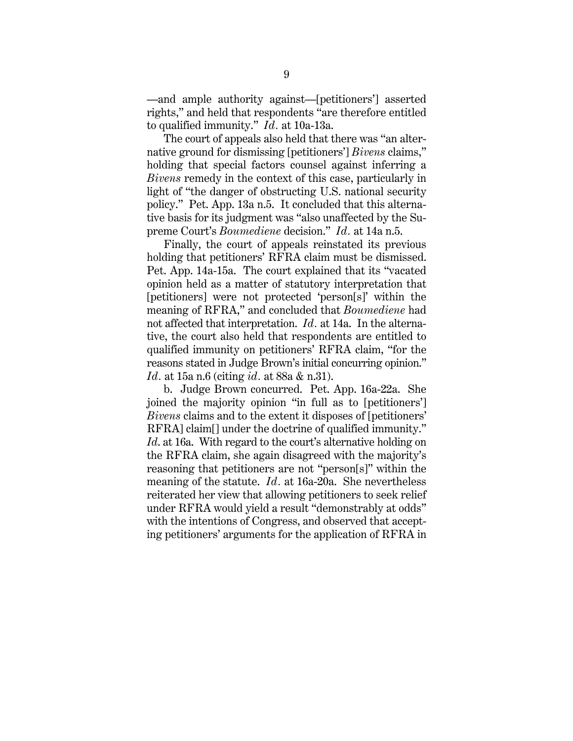—and ample authority against—[petitioners'] asserted rights," and held that respondents "are therefore entitled to qualified immunity." *Id.* at 10a-13a.

The court of appeals also held that there was "an alternative ground for dismissing [petitioners'] *Bivens* claims," holding that special factors counsel against inferring a *Bivens* remedy in the context of this case, particularly in light of "the danger of obstructing U.S. national security policy." Pet. App. 13a n.5. It concluded that this alternative basis for its judgment was "also unaffected by the Supreme Court's *Boumediene* decision." *Id.* at 14a n.5.

Finally, the court of appeals reinstated its previous holding that petitioners' RFRA claim must be dismissed. Pet. App. 14a-15a. The court explained that its "vacated opinion held as a matter of statutory interpretation that [petitioners] were not protected 'person[s]' within the meaning of RFRA," and concluded that *Boumediene* had not affected that interpretation. *Id.* at 14a. In the alternative, the court also held that respondents are entitled to qualified immunity on petitioners' RFRA claim, "for the reasons stated in Judge Brown's initial concurring opinion." *Id.* at 15a n.6 (citing *id.* at 88a & n.31).

b. Judge Brown concurred. Pet. App. 16a-22a. She joined the majority opinion "in full as to [petitioners'] *Bivens* claims and to the extent it disposes of [petitioners' RFRA] claim[] under the doctrine of qualified immunity." *Id.* at 16a. With regard to the court's alternative holding on the RFRA claim, she again disagreed with the majority's reasoning that petitioners are not "person[s]" within the meaning of the statute. *Id.* at 16a-20a. She nevertheless reiterated her view that allowing petitioners to seek relief under RFRA would yield a result "demonstrably at odds" with the intentions of Congress, and observed that accepting petitioners' arguments for the application of RFRA in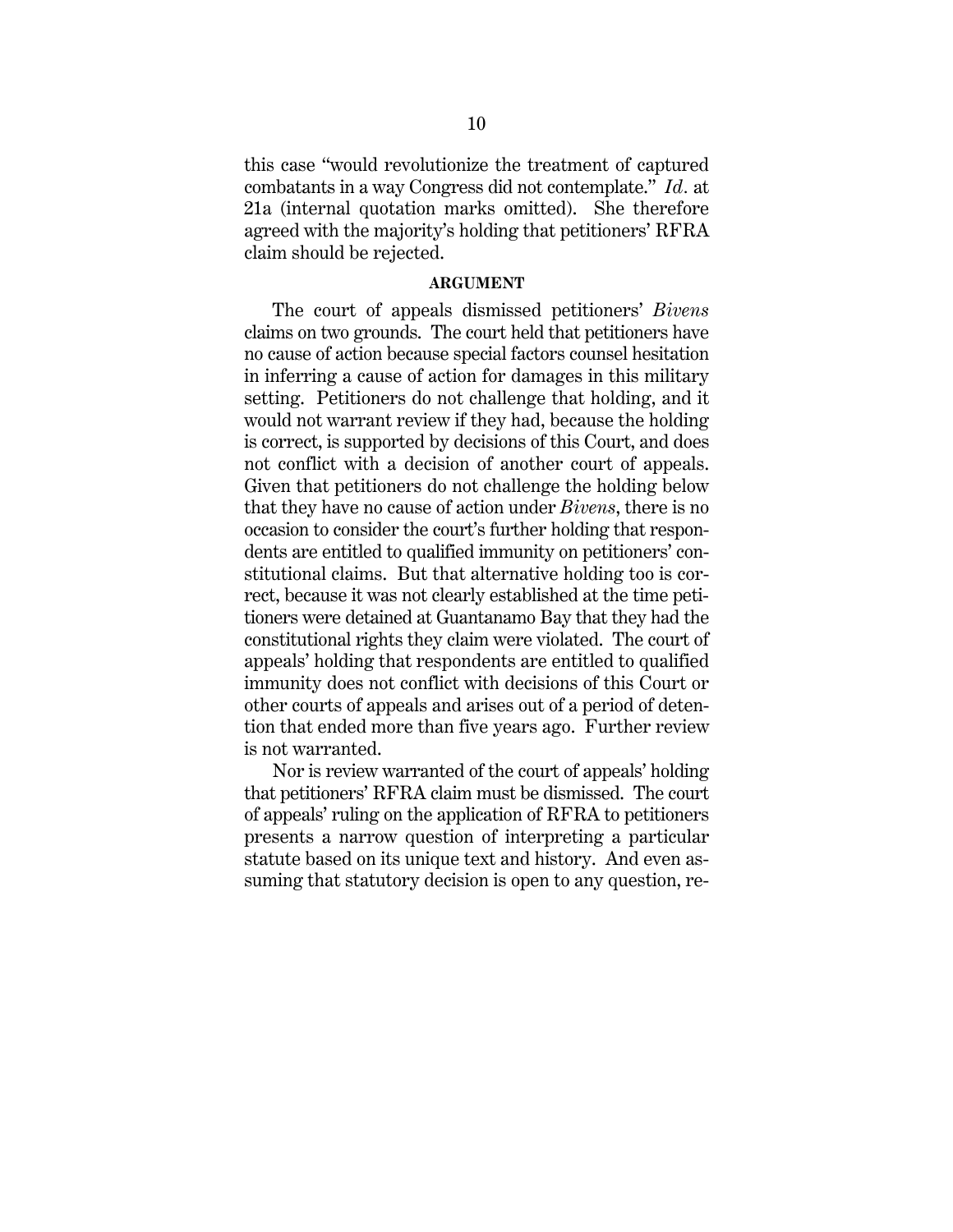this case "would revolutionize the treatment of captured combatants in a way Congress did not contemplate." *Id.* at 21a (internal quotation marks omitted). She therefore agreed with the majority's holding that petitioners' RFRA claim should be rejected.

## ARGUMENT

The court of appeals dismissed petitioners' *Bivens* claims on two grounds. The court held that petitioners have no cause of action because special factors counsel hesitation in inferring a cause of action for damages in this military setting. Petitioners do not challenge that holding, and it would not warrant review if they had, because the holding is correct, is supported by decisions of this Court, and does not conflict with a decision of another court of appeals. Given that petitioners do not challenge the holding below that they have no cause of action under *Bivens*, there is no occasion to consider the court's further holding that respondents are entitled to qualified immunity on petitioners' constitutional claims. But that alternative holding too is correct, because it was not clearly established at the time petitioners were detained at Guantanamo Bay that they had the constitutional rights they claim were violated. The court of appeals' holding that respondents are entitled to qualified immunity does not conflict with decisions of this Court or other courts of appeals and arises out of a period of detention that ended more than five years ago. Further review is not warranted.

Nor is review warranted of the court of appeals' holding that petitioners' RFRA claim must be dismissed. The court of appeals' ruling on the application of RFRA to petitioners presents a narrow question of interpreting a particular statute based on its unique text and history. And even assuming that statutory decision is open to any question, re-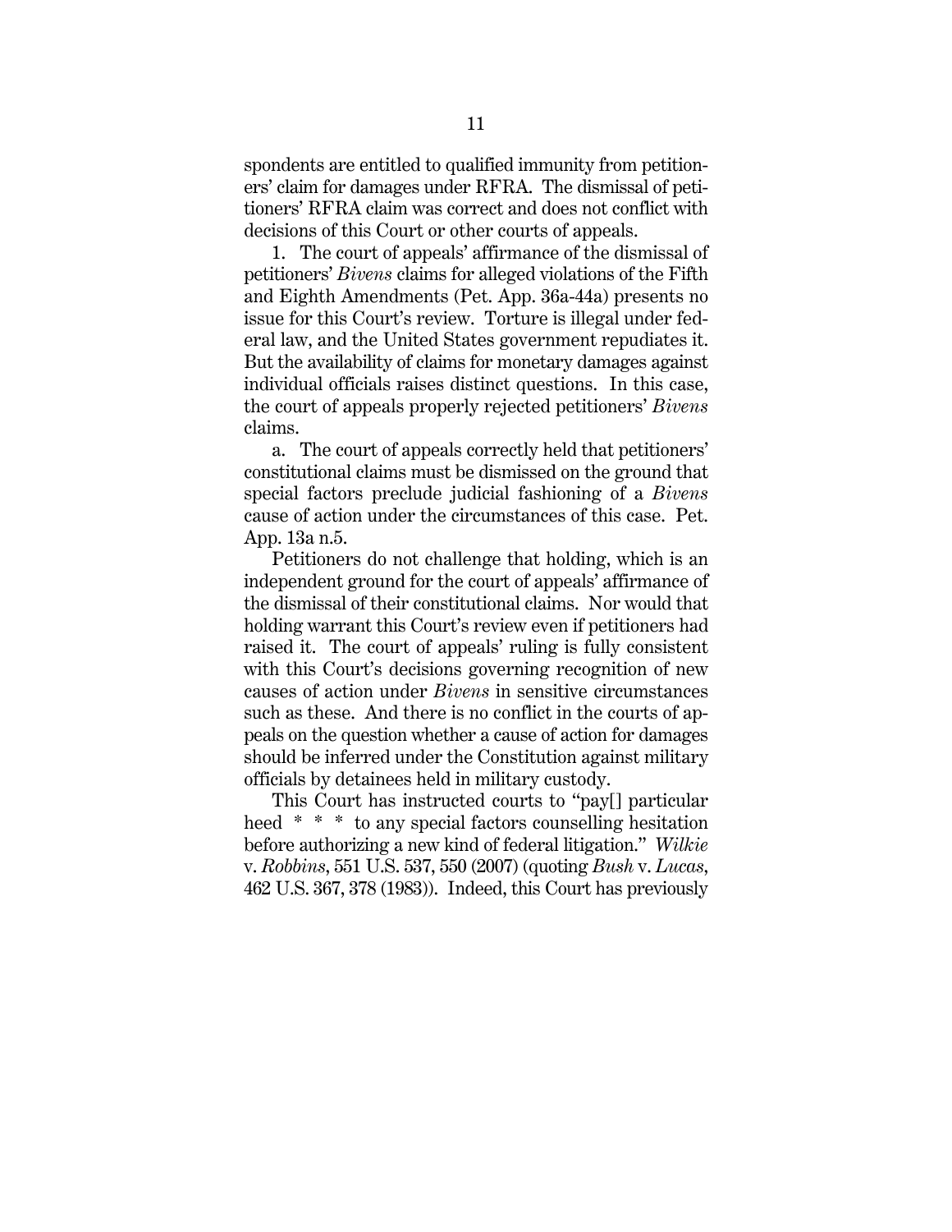spondents are entitled to qualified immunity from petitioners' claim for damages under RFRA. The dismissal of petitioners' RFRA claim was correct and does not conflict with decisions of this Court or other courts of appeals.

1. The court of appeals' affirmance of the dismissal of petitioners' *Bivens* claims for alleged violations of the Fifth and Eighth Amendments (Pet. App. 36a-44a) presents no issue for this Court's review. Torture is illegal under federal law, and the United States government repudiates it. But the availability of claims for monetary damages against individual officials raises distinct questions. In this case, the court of appeals properly rejected petitioners' *Bivens* claims.

a. The court of appeals correctly held that petitioners' constitutional claims must be dismissed on the ground that special factors preclude judicial fashioning of a *Bivens* cause of action under the circumstances of this case. Pet. App. 13a n.5.

Petitioners do not challenge that holding, which is an independent ground for the court of appeals' affirmance of the dismissal of their constitutional claims. Nor would that holding warrant this Court's review even if petitioners had raised it. The court of appeals' ruling is fully consistent with this Court's decisions governing recognition of new causes of action under *Bivens* in sensitive circumstances such as these. And there is no conflict in the courts of appeals on the question whether a cause of action for damages should be inferred under the Constitution against military officials by detainees held in military custody.

This Court has instructed courts to "pay[] particular heed * * * to any special factors counselling hesitation before authorizing a new kind of federal litigation." *Wilkie* v. *Robbins*, 551 U.S. 537, 550 (2007) (quoting *Bush* v. *Lucas*, 462 U.S. 367, 378 (1983)). Indeed, this Court has previously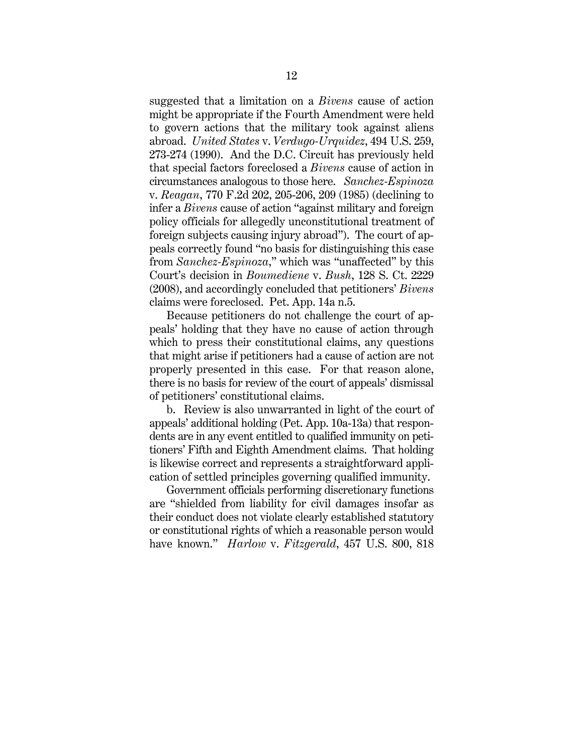suggested that a limitation on a *Bivens* cause of action might be appropriate if the Fourth Amendment were held to govern actions that the military took against aliens abroad. *United States* v. *Verdugo-Urquidez*, 494 U.S. 259, 273-274 (1990). And the D.C. Circuit has previously held that special factors foreclosed a *Bivens* cause of action in circumstances analogous to those here. *Sanchez-Espinoza* v. *Reagan*, 770 F.2d 202, 205-206, 209 (1985) (declining to infer a *Bivens* cause of action "against military and foreign policy officials for allegedly unconstitutional treatment of foreign subjects causing injury abroad"). The court of appeals correctly found "no basis for distinguishing this case from *Sanchez-Espinoza*," which was "unaffected" by this Court's decision in *Boumediene* v. *Bush*, 128 S. Ct. 2229 (2008), and accordingly concluded that petitioners' *Bivens* claims were foreclosed. Pet. App. 14a n.5.

Because petitioners do not challenge the court of appeals' holding that they have no cause of action through which to press their constitutional claims, any questions that might arise if petitioners had a cause of action are not properly presented in this case. For that reason alone, there is no basis for review of the court of appeals' dismissal of petitioners' constitutional claims.

b. Review is also unwarranted in light of the court of appeals' additional holding (Pet. App. 10a-13a) that respondents are in any event entitled to qualified immunity on petitioners' Fifth and Eighth Amendment claims. That holding is likewise correct and represents a straightforward application of settled principles governing qualified immunity.

Government officials performing discretionary functions are "shielded from liability for civil damages insofar as their conduct does not violate clearly established statutory or constitutional rights of which a reasonable person would have known." *Harlow* v. *Fitzgerald*, 457 U.S. 800, 818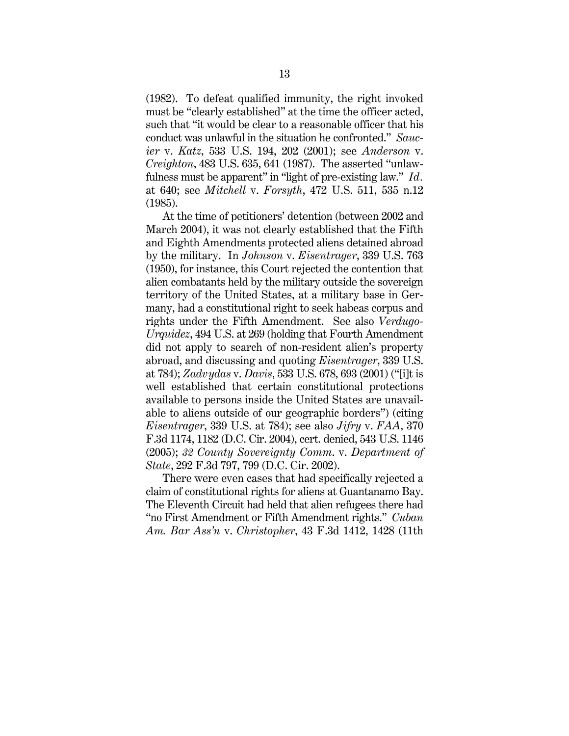(1982). To defeat qualified immunity, the right invoked must be "clearly established" at the time the officer acted, such that "it would be clear to a reasonable officer that his conduct was unlawful in the situation he confronted." *Saucier* v. *Katz*, 533 U.S. 194, 202 (2001); see *Anderson* v. *Creighton*, 483 U.S. 635, 641 (1987). The asserted "unlawfulness must be apparent" in "light of pre-existing law." *Id*. at 640; see *Mitchell* v. *Forsyth*, 472 U.S. 511, 535 n.12 (1985).

At the time of petitioners' detention (between 2002 and March 2004), it was not clearly established that the Fifth and Eighth Amendments protected aliens detained abroad by the military. In *Johnson* v. *Eisentrager*, 339 U.S. 763 (1950), for instance, this Court rejected the contention that alien combatants held by the military outside the sovereign territory of the United States, at a military base in Germany, had a constitutional right to seek habeas corpus and rights under the Fifth Amendment. See also *Verdugo-Urquidez*, 494 U.S. at 269 (holding that Fourth Amendment did not apply to search of non-resident alien's property abroad, and discussing and quoting *Eisentrager*, 339 U.S. at 784); *Zadvydas* v. *Davis*, 533 U.S. 678, 693 (2001) ("[i]t is well established that certain constitutional protections available to persons inside the United States are unavailable to aliens outside of our geographic borders") (citing *Eisentrager*, 339 U.S. at 784); see also *Jifry* v. *FAA*, 370 F.3d 1174, 1182 (D.C. Cir. 2004), cert. denied, 543 U.S. 1146 (2005); *32 County Sovereignty Comm*. v. *Department of State*, 292 F.3d 797, 799 (D.C. Cir. 2002).

There were even cases that had specifically rejected a claim of constitutional rights for aliens at Guantanamo Bay. The Eleventh Circuit had held that alien refugees there had "no First Amendment or Fifth Amendment rights." *Cuban Am. Bar Ass'n* v. *Christopher*, 43 F.3d 1412, 1428 (11th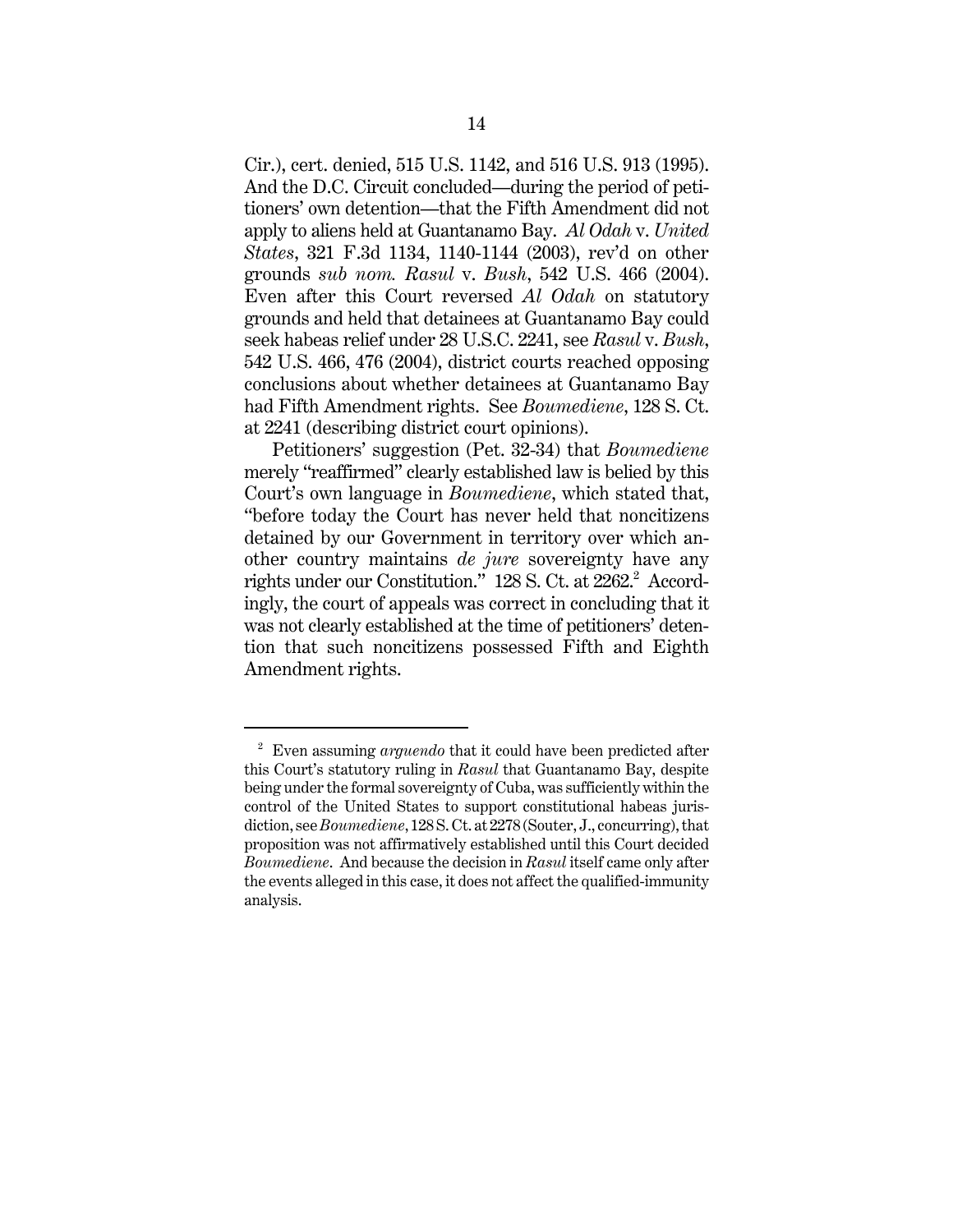Cir.), cert. denied, 515 U.S. 1142, and 516 U.S. 913 (1995). And the D.C. Circuit concluded—during the period of petitioners' own detention—that the Fifth Amendment did not apply to aliens held at Guantanamo Bay. *Al Odah* v. *United States*, 321 F.3d 1134, 1140-1144 (2003), rev'd on other grounds *sub nom. Rasul* v. *Bush*, 542 U.S. 466 (2004). Even after this Court reversed *Al Odah* on statutory grounds and held that detainees at Guantanamo Bay could seek habeas relief under 28 U.S.C. 2241, see *Rasul* v. *Bush*, 542 U.S. 466, 476 (2004), district courts reached opposing conclusions about whether detainees at Guantanamo Bay had Fifth Amendment rights. See *Boumediene*, 128 S. Ct. at 2241 (describing district court opinions).

Petitioners' suggestion (Pet. 32-34) that *Boumediene* merely "reaffirmed" clearly established law is belied by this Court's own language in *Boumediene*, which stated that, "before today the Court has never held that noncitizens detained by our Government in territory over which another country maintains *de jure* sovereignty have any rights under our Constitution." 128 S. Ct. at 2262.[2] Accordingly, the court of appeals was correct in concluding that it was not clearly established at the time of petitioners' detention that such noncitizens possessed Fifth and Eighth Amendment rights.

---

[2] Even assuming *arguendo* that it could have been predicted after this Court's statutory ruling in *Rasul* that Guantanamo Bay, despite being under the formal sovereignty of Cuba, was sufficiently within the control of the United States to support constitutional habeas jurisdiction, see *Boumediene*, 128 S. Ct. at 2278 (Souter, J., concurring), that proposition was not affirmatively established until this Court decided *Boumediene*. And because the decision in *Rasul* itself came only after the events alleged in this case, it does not affect the qualified-immunity analysis.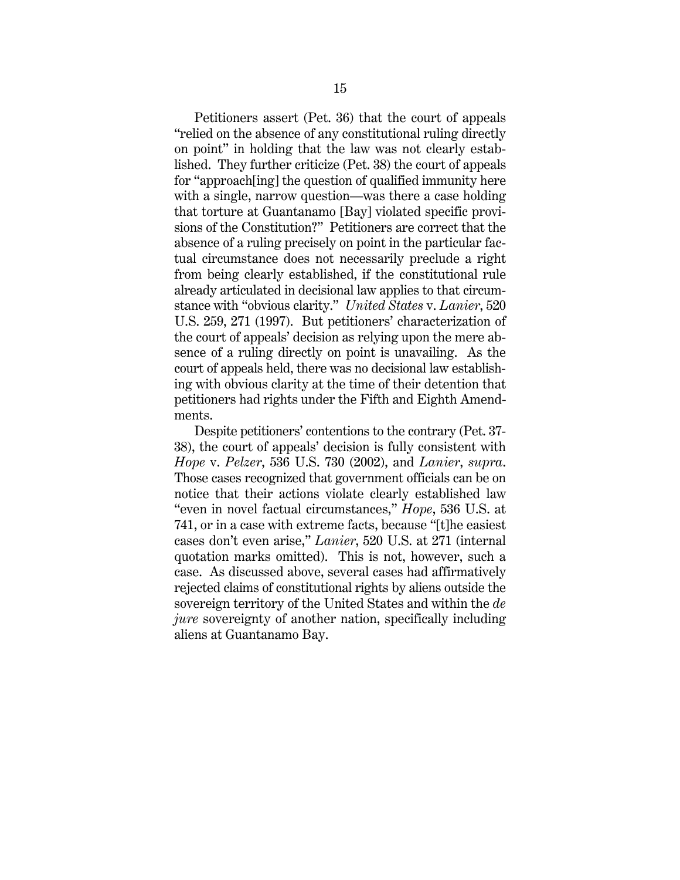Petitioners assert (Pet. 36) that the court of appeals "relied on the absence of any constitutional ruling directly on point" in holding that the law was not clearly established. They further criticize (Pet. 38) the court of appeals for "approach[ing] the question of qualified immunity here with a single, narrow question—was there a case holding that torture at Guantanamo [Bay] violated specific provisions of the Constitution?" Petitioners are correct that the absence of a ruling precisely on point in the particular factual circumstance does not necessarily preclude a right from being clearly established, if the constitutional rule already articulated in decisional law applies to that circumstance with "obvious clarity." *United States* v. *Lanier*, 520 U.S. 259, 271 (1997). But petitioners' characterization of the court of appeals' decision as relying upon the mere absence of a ruling directly on point is unavailing. As the court of appeals held, there was no decisional law establishing with obvious clarity at the time of their detention that petitioners had rights under the Fifth and Eighth Amendments.

Despite petitioners' contentions to the contrary (Pet. 37-38), the court of appeals' decision is fully consistent with *Hope* v. *Pelzer*, 536 U.S. 730 (2002), and *Lanier*, *supra*. Those cases recognized that government officials can be on notice that their actions violate clearly established law "even in novel factual circumstances," *Hope*, 536 U.S. at 741, or in a case with extreme facts, because "[t]he easiest cases don't even arise," *Lanier*, 520 U.S. at 271 (internal quotation marks omitted). This is not, however, such a case. As discussed above, several cases had affirmatively rejected claims of constitutional rights by aliens outside the sovereign territory of the United States and within the *de jure* sovereignty of another nation, specifically including aliens at Guantanamo Bay.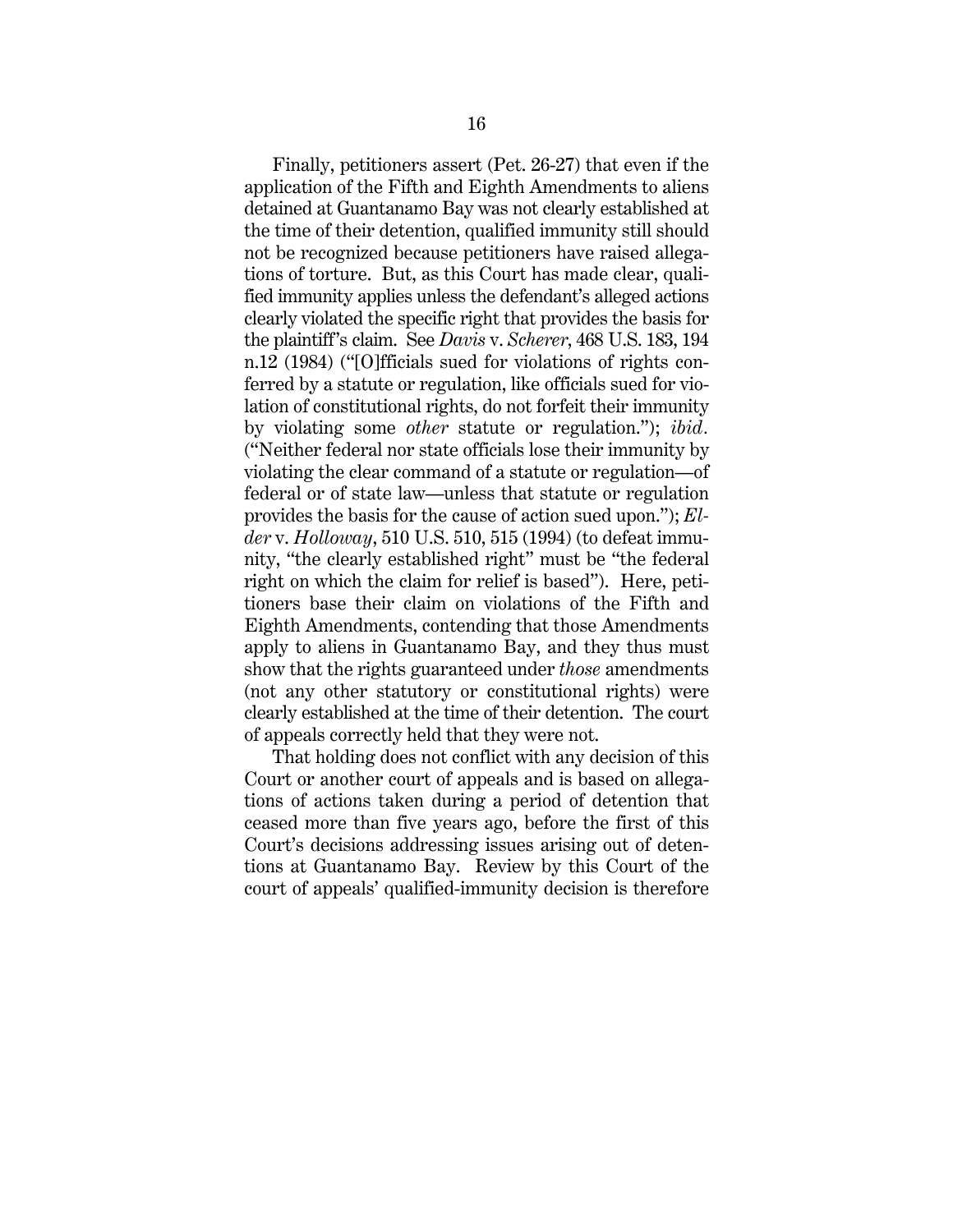Finally, petitioners assert (Pet. 26-27) that even if the application of the Fifth and Eighth Amendments to aliens detained at Guantanamo Bay was not clearly established at the time of their detention, qualified immunity still should not be recognized because petitioners have raised allegations of torture. But, as this Court has made clear, qualified immunity applies unless the defendant's alleged actions clearly violated the specific right that provides the basis for the plaintiff's claim. See *Davis* v. *Scherer*, 468 U.S. 183, 194 n.12 (1984) ("[O]fficials sued for violations of rights conferred by a statute or regulation, like officials sued for violation of constitutional rights, do not forfeit their immunity by violating some *other* statute or regulation."); *ibid.* ("Neither federal nor state officials lose their immunity by violating the clear command of a statute or regulation—of federal or of state law—unless that statute or regulation provides the basis for the cause of action sued upon."); *Elder* v. *Holloway*, 510 U.S. 510, 515 (1994) (to defeat immunity, "the clearly established right" must be "the federal right on which the claim for relief is based"). Here, petitioners base their claim on violations of the Fifth and Eighth Amendments, contending that those Amendments apply to aliens in Guantanamo Bay, and they thus must show that the rights guaranteed under *those* amendments (not any other statutory or constitutional rights) were clearly established at the time of their detention. The court of appeals correctly held that they were not.

That holding does not conflict with any decision of this Court or another court of appeals and is based on allegations of actions taken during a period of detention that ceased more than five years ago, before the first of this Court's decisions addressing issues arising out of detentions at Guantanamo Bay. Review by this Court of the court of appeals' qualified-immunity decision is therefore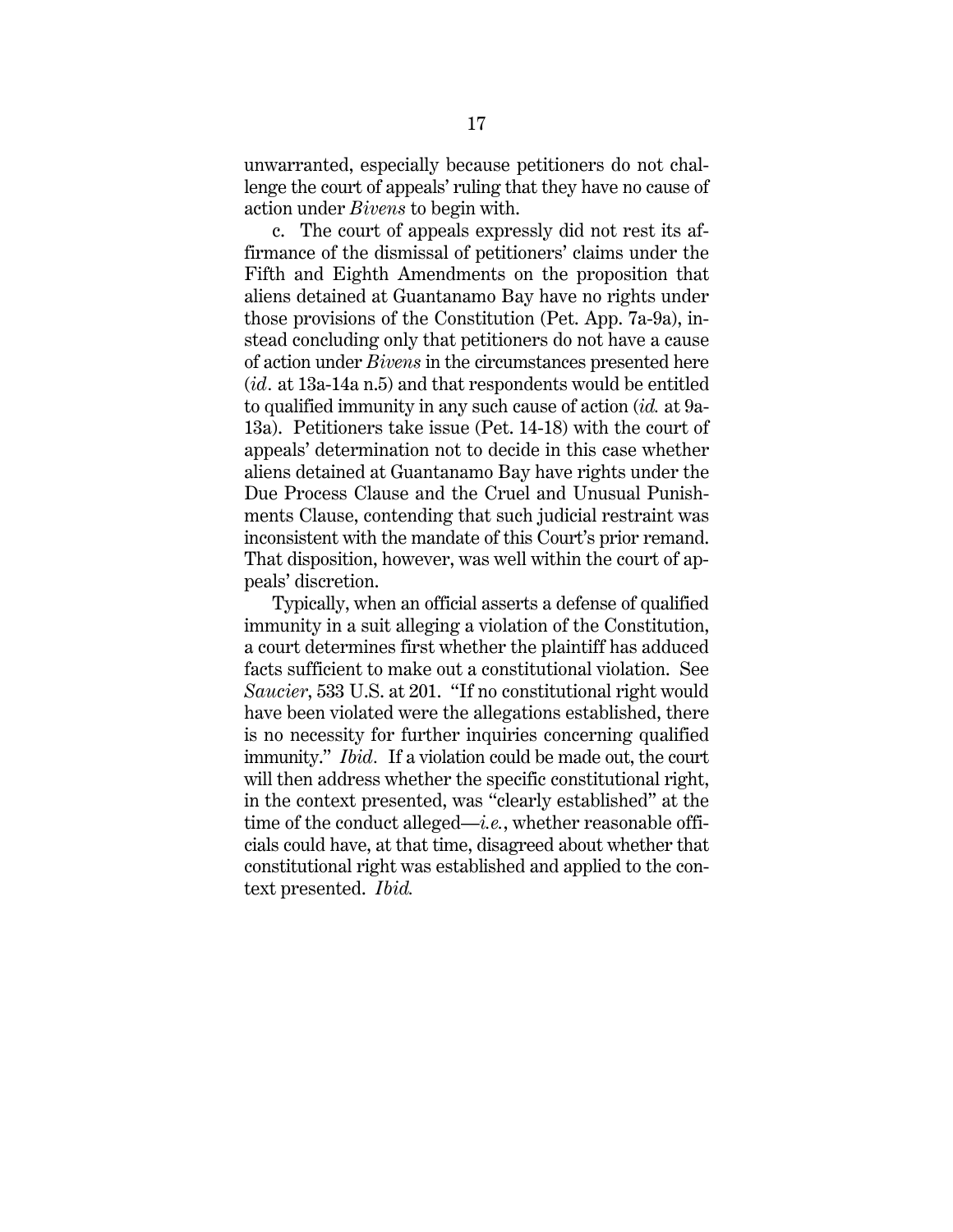unwarranted, especially because petitioners do not challenge the court of appeals' ruling that they have no cause of action under *Bivens* to begin with.

c. The court of appeals expressly did not rest its affirmance of the dismissal of petitioners' claims under the Fifth and Eighth Amendments on the proposition that aliens detained at Guantanamo Bay have no rights under those provisions of the Constitution (Pet. App. 7a-9a), instead concluding only that petitioners do not have a cause of action under *Bivens* in the circumstances presented here (*id.* at 13a-14a n.5) and that respondents would be entitled to qualified immunity in any such cause of action (*id.* at 9a-13a). Petitioners take issue (Pet. 14-18) with the court of appeals' determination not to decide in this case whether aliens detained at Guantanamo Bay have rights under the Due Process Clause and the Cruel and Unusual Punishments Clause, contending that such judicial restraint was inconsistent with the mandate of this Court's prior remand. That disposition, however, was well within the court of appeals' discretion.

Typically, when an official asserts a defense of qualified immunity in a suit alleging a violation of the Constitution, a court determines first whether the plaintiff has adduced facts sufficient to make out a constitutional violation. See *Saucier*, 533 U.S. at 201. "If no constitutional right would have been violated were the allegations established, there is no necessity for further inquiries concerning qualified immunity." *Ibid.* If a violation could be made out, the court will then address whether the specific constitutional right, in the context presented, was "clearly established" at the time of the conduct alleged—*i.e.*, whether reasonable officials could have, at that time, disagreed about whether that constitutional right was established and applied to the context presented. *Ibid.*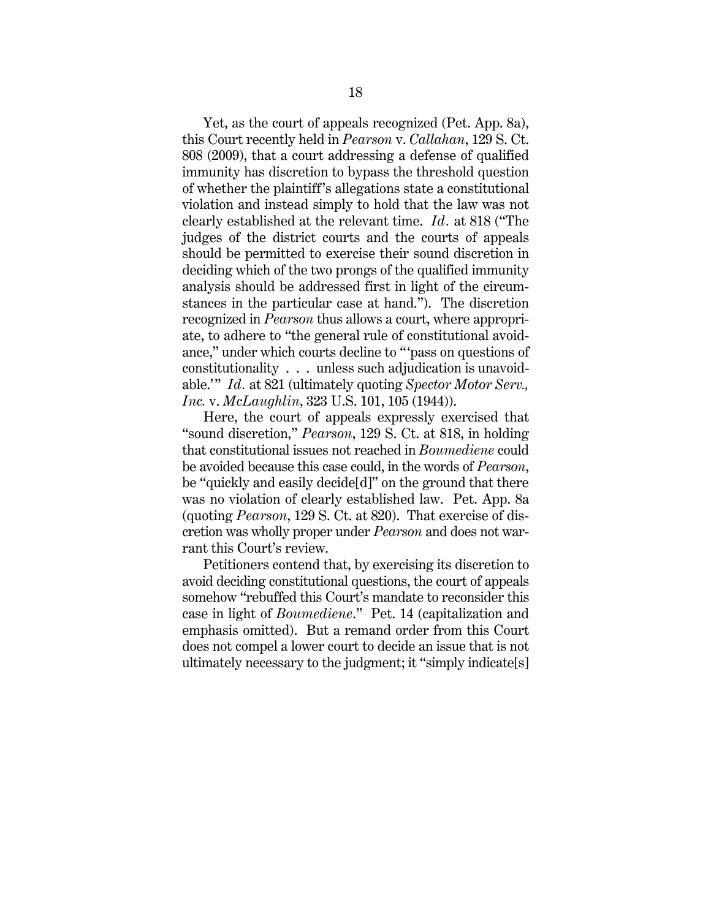Yet, as the court of appeals recognized (Pet. App. 8a), this Court recently held in *Pearson* v. *Callahan*, 129 S. Ct. 808 (2009), that a court addressing a defense of qualified immunity has discretion to bypass the threshold question of whether the plaintiff's allegations state a constitutional violation and instead simply to hold that the law was not clearly established at the relevant time. *Id.* at 818 ("The judges of the district courts and the courts of appeals should be permitted to exercise their sound discretion in deciding which of the two prongs of the qualified immunity analysis should be addressed first in light of the circumstances in the particular case at hand."). The discretion recognized in *Pearson* thus allows a court, where appropriate, to adhere to "the general rule of constitutional avoidance," under which courts decline to "'pass on questions of constitutionality . . . unless such adjudication is unavoidable.'" *Id.* at 821 (ultimately quoting *Spector Motor Serv., Inc.* v. *McLaughlin*, 323 U.S. 101, 105 (1944)).

Here, the court of appeals expressly exercised that "sound discretion," *Pearson*, 129 S. Ct. at 818, in holding that constitutional issues not reached in *Boumediene* could be avoided because this case could, in the words of *Pearson*, be "quickly and easily decide[d]" on the ground that there was no violation of clearly established law. Pet. App. 8a (quoting *Pearson*, 129 S. Ct. at 820). That exercise of discretion was wholly proper under *Pearson* and does not warrant this Court's review.

Petitioners contend that, by exercising its discretion to avoid deciding constitutional questions, the court of appeals somehow "rebuffed this Court's mandate to reconsider this case in light of *Boumediene*." Pet. 14 (capitalization and emphasis omitted). But a remand order from this Court does not compel a lower court to decide an issue that is not ultimately necessary to the judgment; it "simply indicate[s]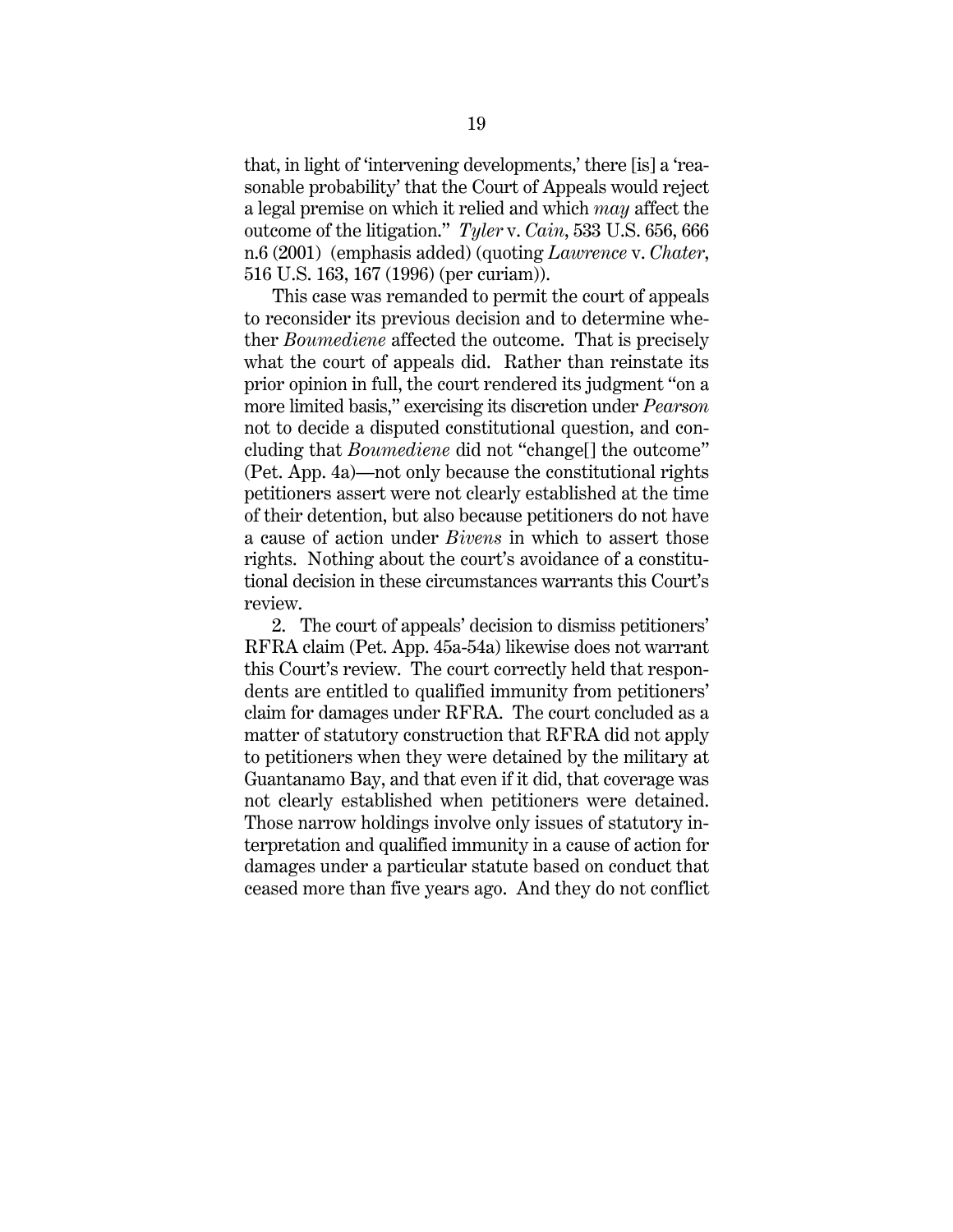that, in light of 'intervening developments,' there [is] a 'reasonable probability' that the Court of Appeals would reject a legal premise on which it relied and which *may* affect the outcome of the litigation." *Tyler* v. *Cain*, 533 U.S. 656, 666 n.6 (2001) (emphasis added) (quoting *Lawrence* v. *Chater*, 516 U.S. 163, 167 (1996) (per curiam)).

This case was remanded to permit the court of appeals to reconsider its previous decision and to determine whether *Boumediene* affected the outcome. That is precisely what the court of appeals did. Rather than reinstate its prior opinion in full, the court rendered its judgment "on a more limited basis," exercising its discretion under *Pearson* not to decide a disputed constitutional question, and concluding that *Boumediene* did not "change[] the outcome" (Pet. App. 4a)—not only because the constitutional rights petitioners assert were not clearly established at the time of their detention, but also because petitioners do not have a cause of action under *Bivens* in which to assert those rights. Nothing about the court's avoidance of a constitutional decision in these circumstances warrants this Court's review.

2. The court of appeals' decision to dismiss petitioners' RFRA claim (Pet. App. 45a-54a) likewise does not warrant this Court's review. The court correctly held that respondents are entitled to qualified immunity from petitioners' claim for damages under RFRA. The court concluded as a matter of statutory construction that RFRA did not apply to petitioners when they were detained by the military at Guantanamo Bay, and that even if it did, that coverage was not clearly established when petitioners were detained. Those narrow holdings involve only issues of statutory interpretation and qualified immunity in a cause of action for damages under a particular statute based on conduct that ceased more than five years ago. And they do not conflict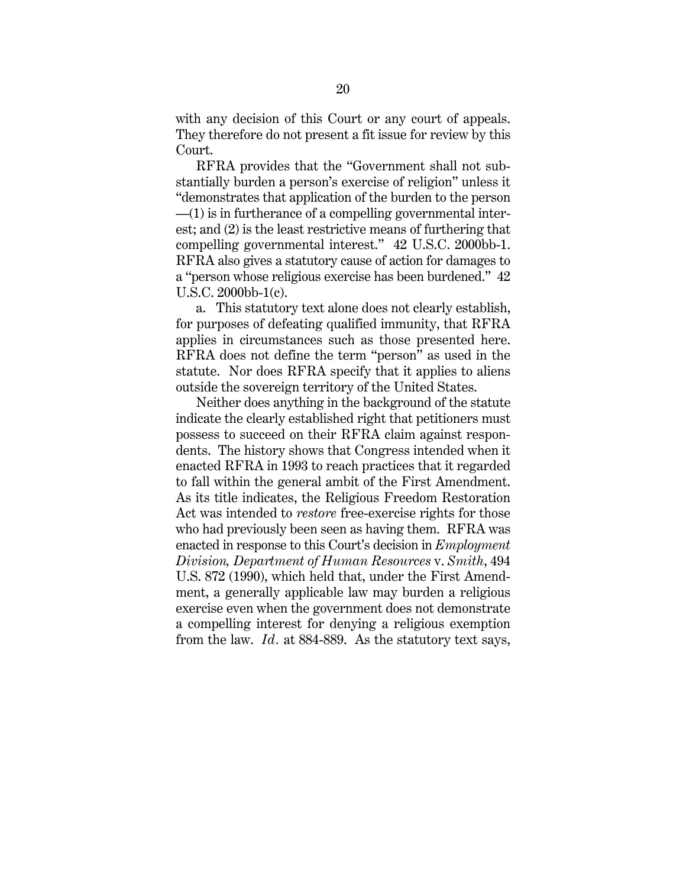with any decision of this Court or any court of appeals. They therefore do not present a fit issue for review by this Court.

RFRA provides that the "Government shall not substantially burden a person's exercise of religion" unless it "demonstrates that application of the burden to the person —(1) is in furtherance of a compelling governmental interest; and (2) is the least restrictive means of furthering that compelling governmental interest." 42 U.S.C. 2000bb-1. RFRA also gives a statutory cause of action for damages to a "person whose religious exercise has been burdened." 42 U.S.C. 2000bb-1(c).

a. This statutory text alone does not clearly establish, for purposes of defeating qualified immunity, that RFRA applies in circumstances such as those presented here. RFRA does not define the term "person" as used in the statute. Nor does RFRA specify that it applies to aliens outside the sovereign territory of the United States.

Neither does anything in the background of the statute indicate the clearly established right that petitioners must possess to succeed on their RFRA claim against respondents. The history shows that Congress intended when it enacted RFRA in 1993 to reach practices that it regarded to fall within the general ambit of the First Amendment. As its title indicates, the Religious Freedom Restoration Act was intended to *restore* free-exercise rights for those who had previously been seen as having them. RFRA was enacted in response to this Court's decision in *Employment Division, Department of Human Resources* v. *Smith*, 494 U.S. 872 (1990), which held that, under the First Amendment, a generally applicable law may burden a religious exercise even when the government does not demonstrate a compelling interest for denying a religious exemption from the law. *Id.* at 884-889. As the statutory text says,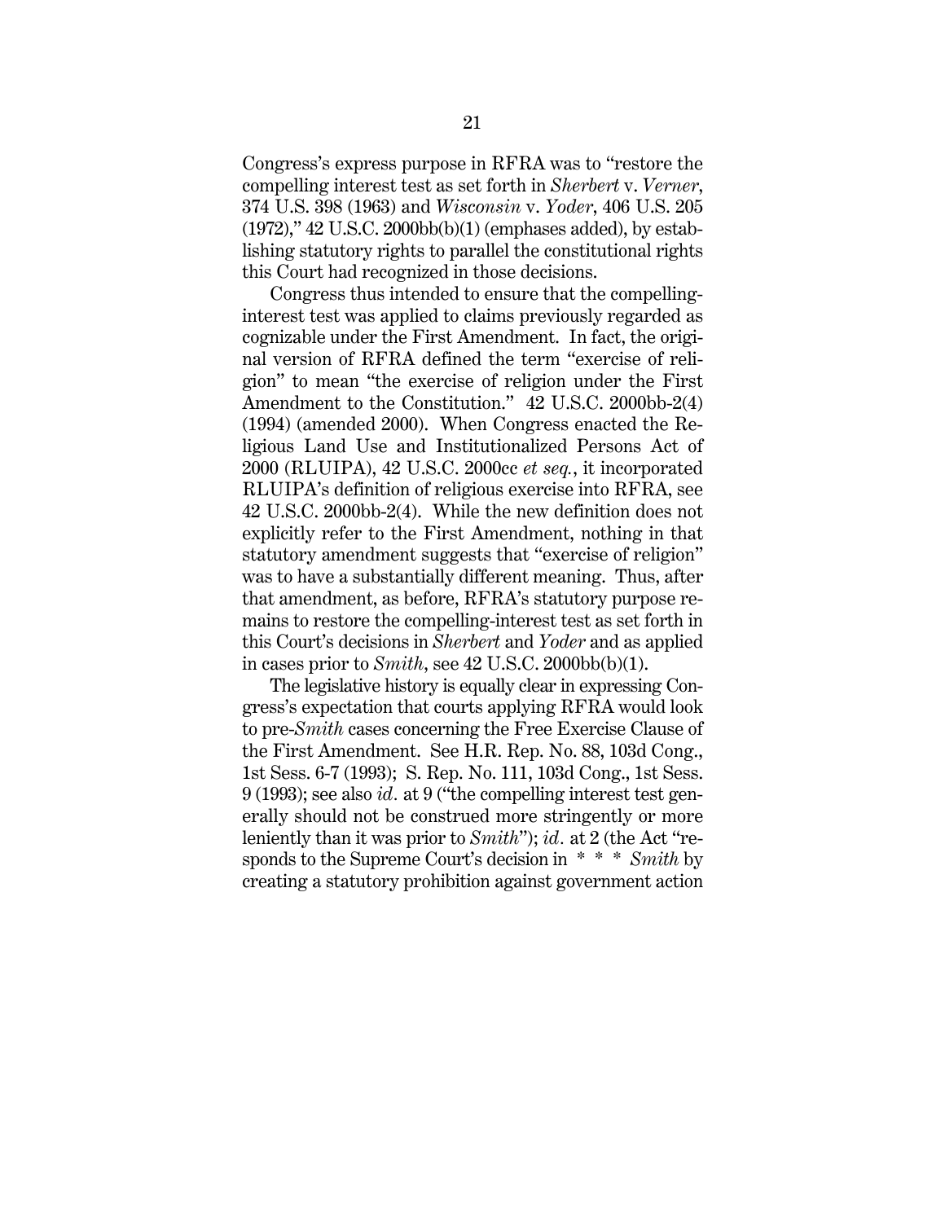Congress's express purpose in RFRA was to "restore the compelling interest test as set forth in *Sherbert* v. *Verner*, 374 U.S. 398 (1963) and *Wisconsin* v. *Yoder*, 406 U.S. 205 (1972)," 42 U.S.C. 2000bb(b)(1) (emphases added), by establishing statutory rights to parallel the constitutional rights this Court had recognized in those decisions.

Congress thus intended to ensure that the compelling-interest test was applied to claims previously regarded as cognizable under the First Amendment. In fact, the original version of RFRA defined the term "exercise of religion" to mean "the exercise of religion under the First Amendment to the Constitution." 42 U.S.C. 2000bb-2(4) (1994) (amended 2000). When Congress enacted the Religious Land Use and Institutionalized Persons Act of 2000 (RLUIPA), 42 U.S.C. 2000cc *et seq.*, it incorporated RLUIPA's definition of religious exercise into RFRA, see 42 U.S.C. 2000bb-2(4). While the new definition does not explicitly refer to the First Amendment, nothing in that statutory amendment suggests that "exercise of religion" was to have a substantially different meaning. Thus, after that amendment, as before, RFRA's statutory purpose remains to restore the compelling-interest test as set forth in this Court's decisions in *Sherbert* and *Yoder* and as applied in cases prior to *Smith*, see 42 U.S.C. 2000bb(b)(1).

The legislative history is equally clear in expressing Congress's expectation that courts applying RFRA would look to pre-*Smith* cases concerning the Free Exercise Clause of the First Amendment. See H.R. Rep. No. 88, 103d Cong., 1st Sess. 6-7 (1993); S. Rep. No. 111, 103d Cong., 1st Sess. 9 (1993); see also *id.* at 9 ("the compelling interest test generally should not be construed more stringently or more leniently than it was prior to *Smith*"); *id.* at 2 (the Act "responds to the Supreme Court's decision in * * * *Smith* by creating a statutory prohibition against government action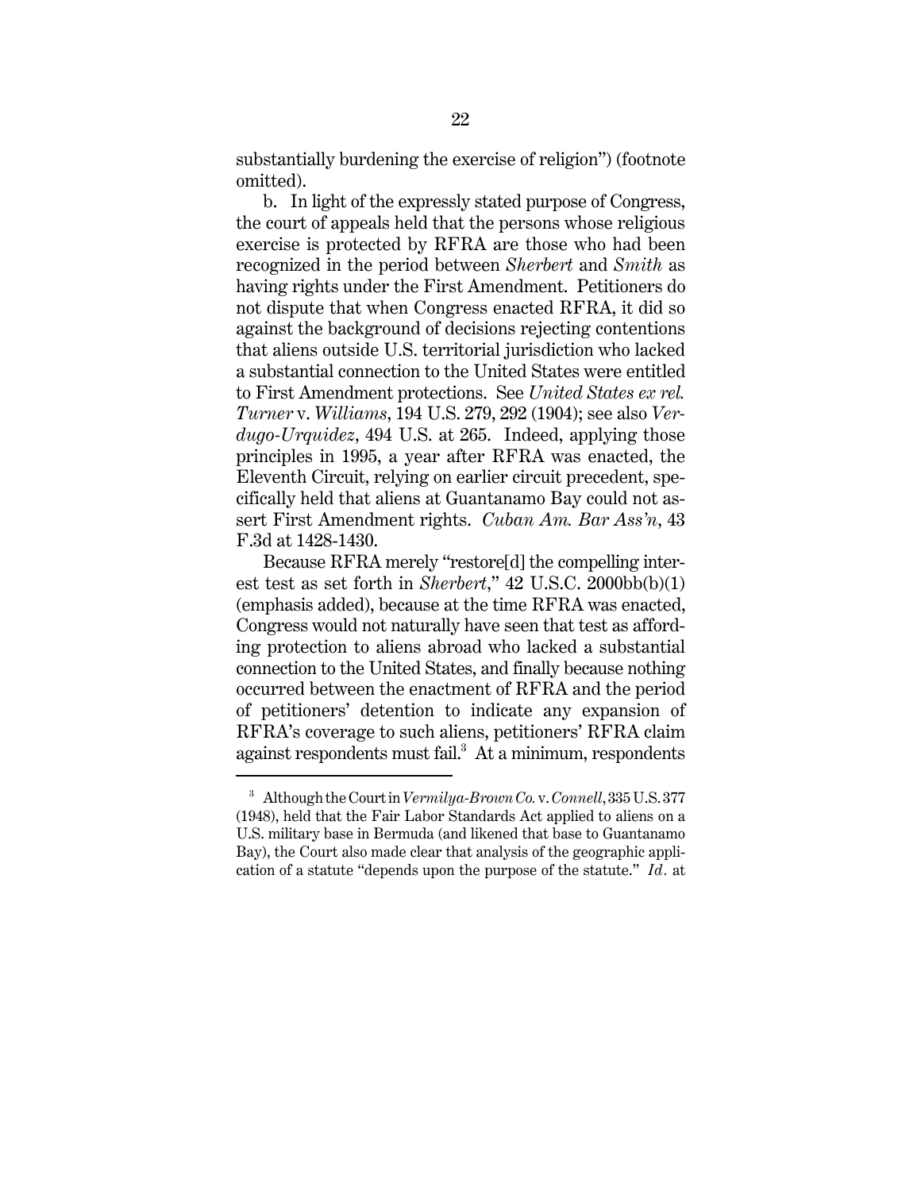substantially burdening the exercise of religion") (footnote omitted).

b. In light of the expressly stated purpose of Congress, the court of appeals held that the persons whose religious exercise is protected by RFRA are those who had been recognized in the period between *Sherbert* and *Smith* as having rights under the First Amendment. Petitioners do not dispute that when Congress enacted RFRA, it did so against the background of decisions rejecting contentions that aliens outside U.S. territorial jurisdiction who lacked a substantial connection to the United States were entitled to First Amendment protections. See *United States ex rel. Turner* v. *Williams*, 194 U.S. 279, 292 (1904); see also *Verdugo-Urquidez*, 494 U.S. at 265. Indeed, applying those principles in 1995, a year after RFRA was enacted, the Eleventh Circuit, relying on earlier circuit precedent, specifically held that aliens at Guantanamo Bay could not assert First Amendment rights. *Cuban Am. Bar Ass'n*, 43 F.3d at 1428-1430.

Because RFRA merely "restore[d] the compelling interest test as set forth in *Sherbert*," 42 U.S.C. 2000bb(b)(1) (emphasis added), because at the time RFRA was enacted, Congress would not naturally have seen that test as affording protection to aliens abroad who lacked a substantial connection to the United States, and finally because nothing occurred between the enactment of RFRA and the period of petitioners' detention to indicate any expansion of RFRA's coverage to such aliens, petitioners' RFRA claim against respondents must fail.[3] At a minimum, respondents

---

[3] Although the Court in *Vermilya-Brown Co.* v. *Connell*, 335 U.S. 377 (1948), held that the Fair Labor Standards Act applied to aliens on a U.S. military base in Bermuda (and likened that base to Guantanamo Bay), the Court also made clear that analysis of the geographic application of a statute "depends upon the purpose of the statute." *Id.* at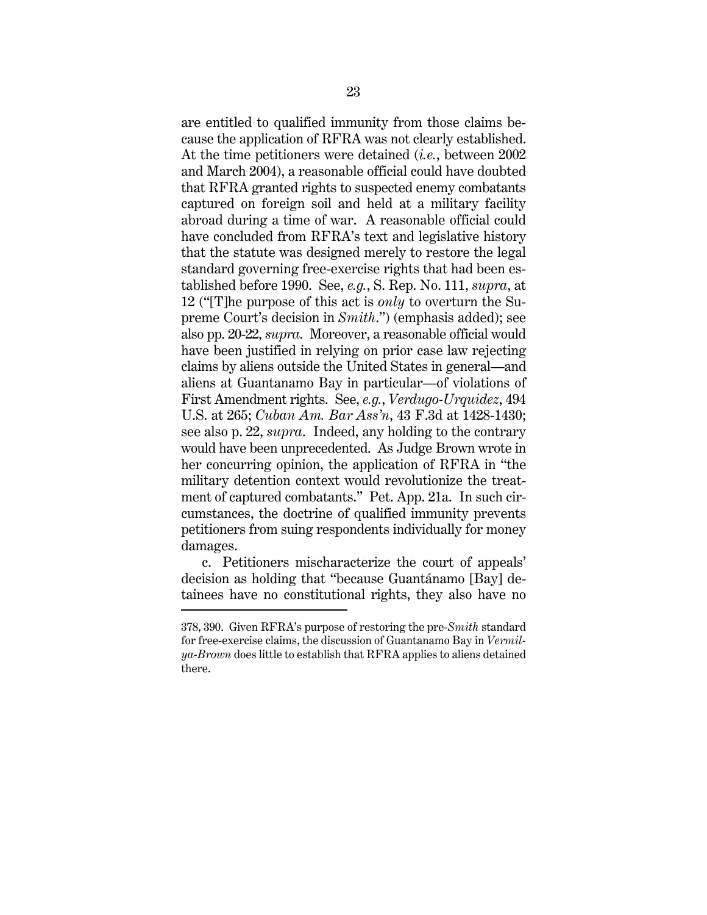are entitled to qualified immunity from those claims because the application of RFRA was not clearly established. At the time petitioners were detained (*i.e.*, between 2002 and March 2004), a reasonable official could have doubted that RFRA granted rights to suspected enemy combatants captured on foreign soil and held at a military facility abroad during a time of war. A reasonable official could have concluded from RFRA's text and legislative history that the statute was designed merely to restore the legal standard governing free-exercise rights that had been established before 1990. See, *e.g.*, S. Rep. No. 111, *supra*, at 12 ("[T]he purpose of this act is *only* to overturn the Supreme Court's decision in *Smith*.") (emphasis added); see also pp. 20-22, *supra*. Moreover, a reasonable official would have been justified in relying on prior case law rejecting claims by aliens outside the United States in general—and aliens at Guantanamo Bay in particular—of violations of First Amendment rights. See, *e.g.*, *Verdugo-Urquidez*, 494 U.S. at 265; *Cuban Am. Bar Ass'n*, 43 F.3d at 1428-1430; see also p. 22, *supra*. Indeed, any holding to the contrary would have been unprecedented. As Judge Brown wrote in her concurring opinion, the application of RFRA in "the military detention context would revolutionize the treatment of captured combatants." Pet. App. 21a. In such circumstances, the doctrine of qualified immunity prevents petitioners from suing respondents individually for money damages.

c. Petitioners mischaracterize the court of appeals' decision as holding that "because Guantánamo [Bay] detainees have no constitutional rights, they also have no

---

378, 390. Given RFRA's purpose of restoring the pre-*Smith* standard for free-exercise claims, the discussion of Guantanamo Bay in *Vermilya-Brown* does little to establish that RFRA applies to aliens detained there.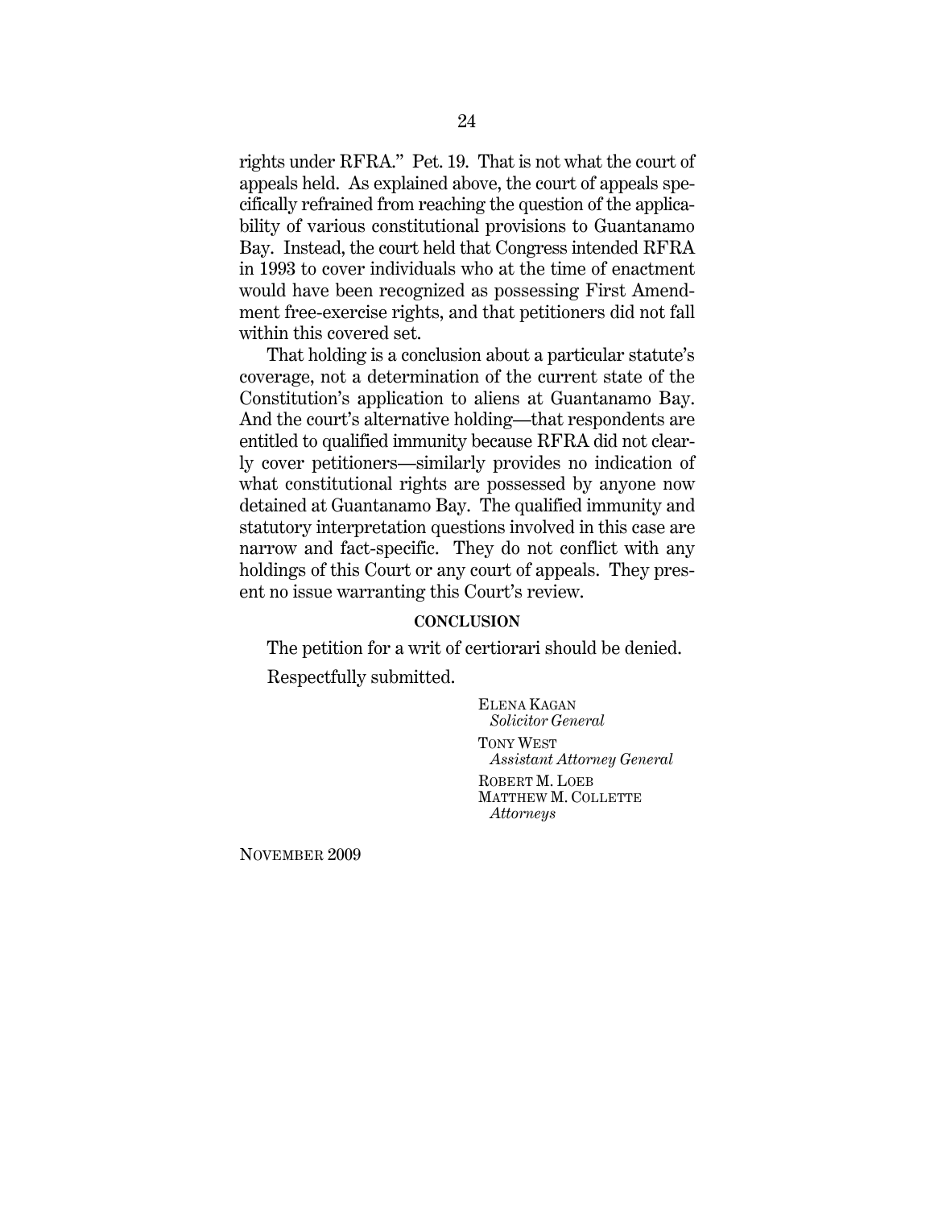rights under RFRA." Pet. 19. That is not what the court of appeals held. As explained above, the court of appeals specifically refrained from reaching the question of the applicability of various constitutional provisions to Guantanamo Bay. Instead, the court held that Congress intended RFRA in 1993 to cover individuals who at the time of enactment would have been recognized as possessing First Amendment free-exercise rights, and that petitioners did not fall within this covered set.

That holding is a conclusion about a particular statute's coverage, not a determination of the current state of the Constitution's application to aliens at Guantanamo Bay. And the court's alternative holding—that respondents are entitled to qualified immunity because RFRA did not clearly cover petitioners—similarly provides no indication of what constitutional rights are possessed by anyone now detained at Guantanamo Bay. The qualified immunity and statutory interpretation questions involved in this case are narrow and fact-specific. They do not conflict with any holdings of this Court or any court of appeals. They present no issue warranting this Court's review.

## CONCLUSION

The petition for a writ of certiorari should be denied.

Respectfully submitted.

ELENA KAGAN
*Solicitor General*

TONY WEST
*Assistant Attorney General*

ROBERT M. LOEB
MATTHEW M. COLLETTE
*Attorneys*

NOVEMBER 2009